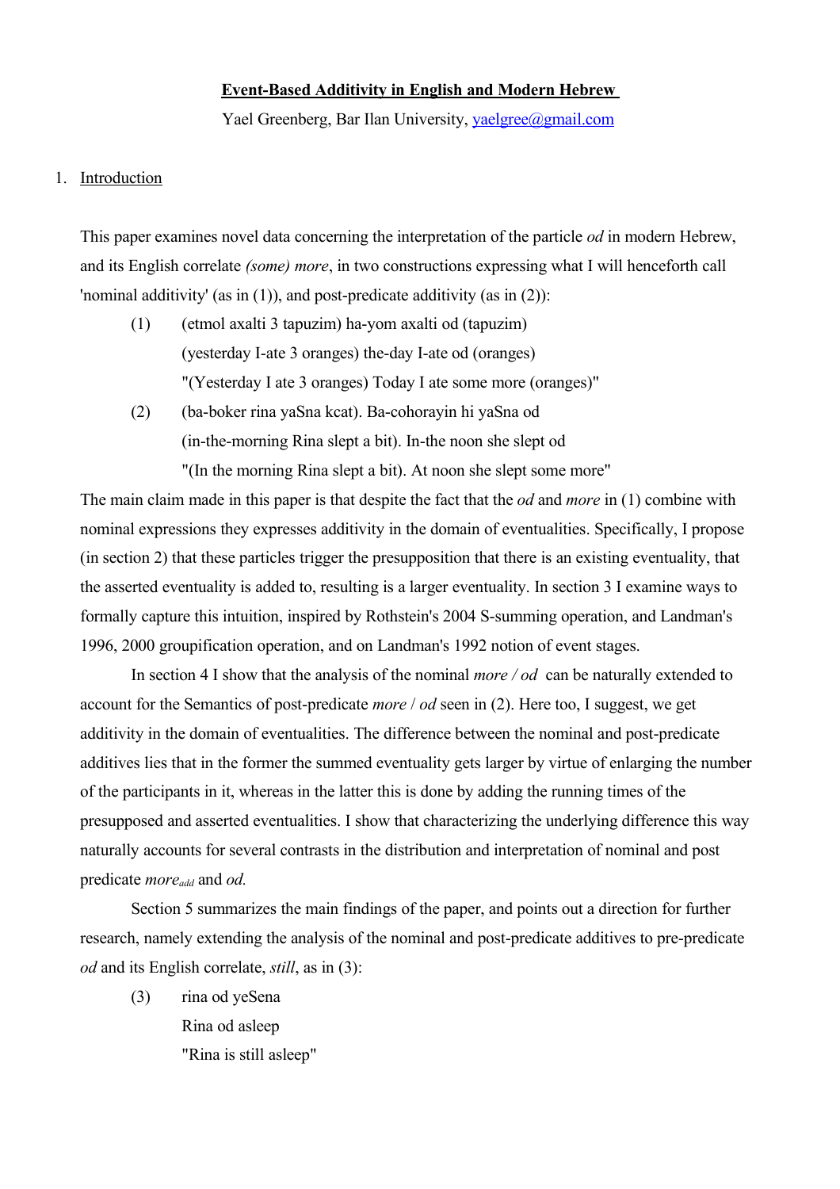**Event-Based Additivity in English and Modern Hebrew**

Yael Greenberg, Bar Ilan University, [yaelgree@gmail.com](mailto:yaelgree@gmail.com)

1. Introduction

This paper examines novel data concerning the interpretation of the particle *od* in modern Hebrew, and its English correlate *(some) more*, in two constructions expressing what I will henceforth call 'nominal additivity' (as in (1)), and post-predicate additivity (as in (2)):

(1) (etmol axalti 3 tapuzim) ha-yom axalti od (tapuzim)
(yesterday I-ate 3 oranges) the-day I-ate od (oranges)
"(Yesterday I ate 3 oranges) Today I ate some more (oranges)"

(2) (ba-boker rina yaSna kcat). Ba-cohorayin hi yaSna od
(in-the-morning Rina slept a bit). In-the noon she slept od
"(In the morning Rina slept a bit). At noon she slept some more"

The main claim made in this paper is that despite the fact that the *od* and *more* in (1) combine with nominal expressions they expresses additivity in the domain of eventualities. Specifically, I propose (in section 2) that these particles trigger the presupposition that there is an existing eventuality, that the asserted eventuality is added to, resulting is a larger eventuality. In section 3 I examine ways to formally capture this intuition, inspired by Rothstein's 2004 S-summing operation, and Landman's 1996, 2000 groupification operation, and on Landman's 1992 notion of event stages.

In section 4 I show that the analysis of the nominal *more / od* can be naturally extended to account for the Semantics of post-predicate *more* / *od* seen in (2). Here too, I suggest, we get additivity in the domain of eventualities. The difference between the nominal and post-predicate additives lies that in the former the summed eventuality gets larger by virtue of enlarging the number of the participants in it, whereas in the latter this is done by adding the running times of the presupposed and asserted eventualities. I show that characterizing the underlying difference this way naturally accounts for several contrasts in the distribution and interpretation of nominal and post predicate *more*$_{add}$ and *od.*

Section 5 summarizes the main findings of the paper, and points out a direction for further research, namely extending the analysis of the nominal and post-predicate additives to pre-predicate *od* and its English correlate, *still*, as in (3):

(3) rina od yeSena
Rina od asleep
"Rina is still asleep"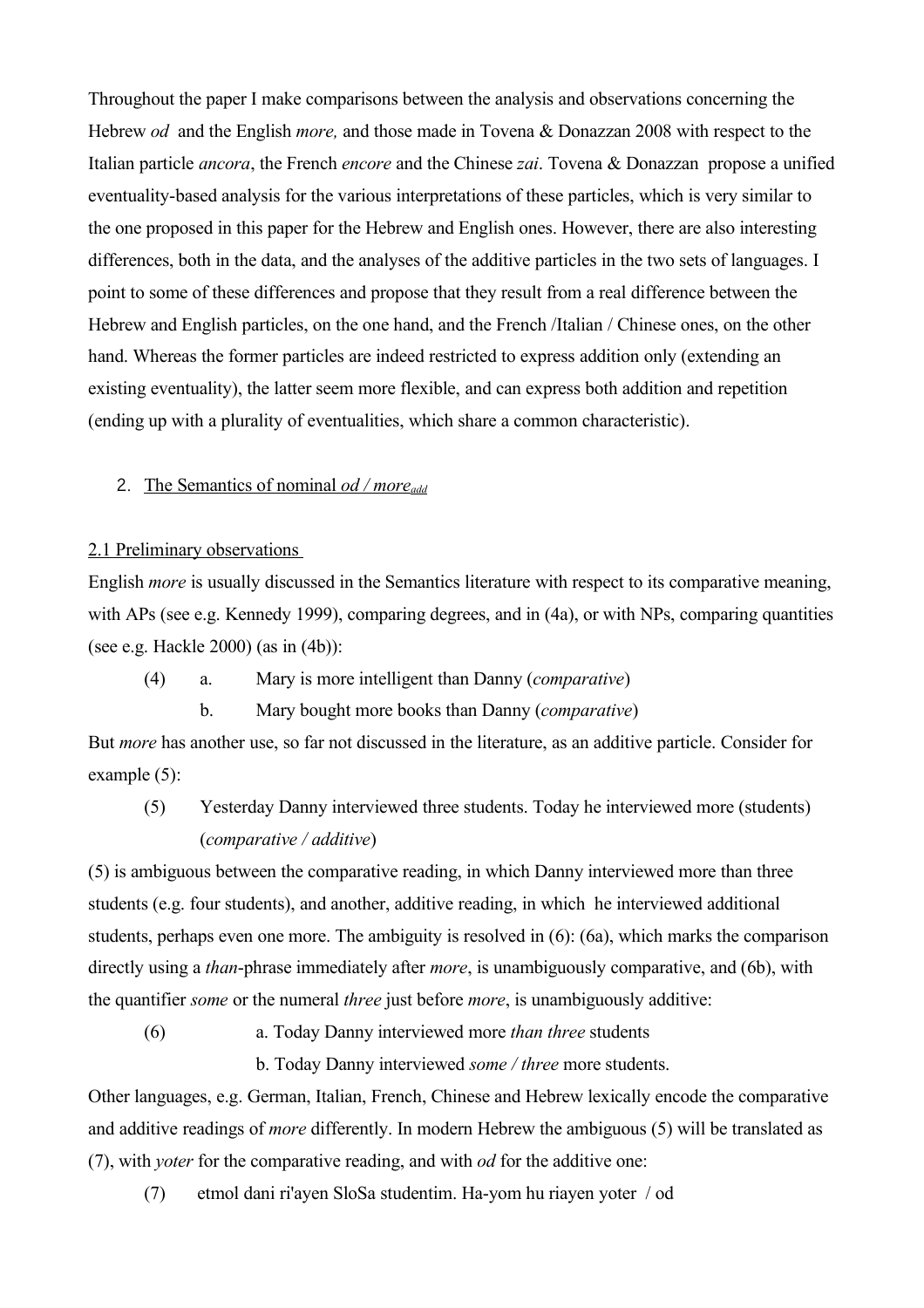Throughout the paper I make comparisons between the analysis and observations concerning the Hebrew *od* and the English *more,* and those made in Tovena & Donazzan 2008 with respect to the Italian particle *ancora*, the French *encore* and the Chinese *zai*. Tovena & Donazzan propose a unified eventuality-based analysis for the various interpretations of these particles, which is very similar to the one proposed in this paper for the Hebrew and English ones. However, there are also interesting differences, both in the data, and the analyses of the additive particles in the two sets of languages. I point to some of these differences and propose that they result from a real difference between the Hebrew and English particles, on the one hand, and the French /Italian / Chinese ones, on the other hand. Whereas the former particles are indeed restricted to express addition only (extending an existing eventuality), the latter seem more flexible, and can express both addition and repetition (ending up with a plurality of eventualities, which share a common characteristic).

## 2. The Semantics of nominal *od / more*$_{add}$

### 2.1 Preliminary observations

English *more* is usually discussed in the Semantics literature with respect to its comparative meaning, with APs (see e.g. Kennedy 1999), comparing degrees, and in (4a), or with NPs, comparing quantities (see e.g. Hackle 2000) (as in (4b)):

(4) a. Mary is more intelligent than Danny (*comparative*)

b. Mary bought more books than Danny (*comparative*)

But *more* has another use, so far not discussed in the literature, as an additive particle. Consider for example (5):

(5) Yesterday Danny interviewed three students. Today he interviewed more (students) (*comparative / additive*)

(5) is ambiguous between the comparative reading, in which Danny interviewed more than three students (e.g. four students), and another, additive reading, in which he interviewed additional students, perhaps even one more. The ambiguity is resolved in (6): (6a), which marks the comparison directly using a *than*-phrase immediately after *more*, is unambiguously comparative, and (6b), with the quantifier *some* or the numeral *three* just before *more*, is unambiguously additive:

(6) a. Today Danny interviewed more *than three* students

b. Today Danny interviewed *some / three* more students.

Other languages, e.g. German, Italian, French, Chinese and Hebrew lexically encode the comparative and additive readings of *more* differently. In modern Hebrew the ambiguous (5) will be translated as (7), with *yoter* for the comparative reading, and with *od* for the additive one:

(7) etmol dani ri'ayen SloSa studentim. Ha-yom hu riayen yoter / od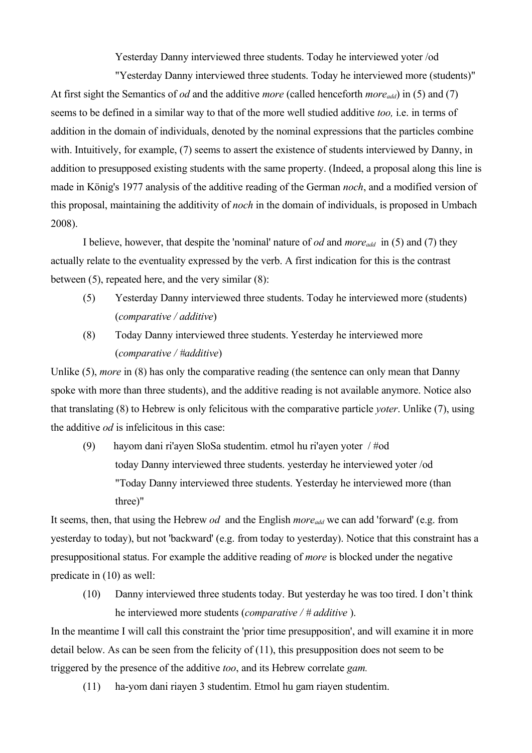Yesterday Danny interviewed three students. Today he interviewed yoter /od

"Yesterday Danny interviewed three students. Today he interviewed more (students)"

At first sight the Semantics of *od* and the additive *more* (called henceforth *more*$_{add}$) in (5) and (7) seems to be defined in a similar way to that of the more well studied additive *too,* i.e. in terms of addition in the domain of individuals, denoted by the nominal expressions that the particles combine with. Intuitively, for example, (7) seems to assert the existence of students interviewed by Danny, in addition to presupposed existing students with the same property. (Indeed, a proposal along this line is made in König's 1977 analysis of the additive reading of the German *noch*, and a modified version of this proposal, maintaining the additivity of *noch* in the domain of individuals, is proposed in Umbach 2008).

I believe, however, that despite the 'nominal' nature of *od* and *more*$_{add}$ in (5) and (7) they actually relate to the eventuality expressed by the verb. A first indication for this is the contrast between (5), repeated here, and the very similar (8):

(5) Yesterday Danny interviewed three students. Today he interviewed more (students) (*comparative / additive*)

(8) Today Danny interviewed three students. Yesterday he interviewed more (*comparative / #additive*)

Unlike (5), *more* in (8) has only the comparative reading (the sentence can only mean that Danny spoke with more than three students), and the additive reading is not available anymore. Notice also that translating (8) to Hebrew is only felicitous with the comparative particle *yoter*. Unlike (7), using the additive *od* is infelicitous in this case:

(9) hayom dani ri'ayen SloSa studentim. etmol hu ri'ayen yoter / #od
today Danny interviewed three students. yesterday he interviewed yoter /od
"Today Danny interviewed three students. Yesterday he interviewed more (than three)"

It seems, then, that using the Hebrew *od* and the English *more*$_{add}$ we can add 'forward' (e.g. from yesterday to today), but not 'backward' (e.g. from today to yesterday). Notice that this constraint has a presuppositional status. For example the additive reading of *more* is blocked under the negative predicate in (10) as well:

(10) Danny interviewed three students today. But yesterday he was too tired. I don't think he interviewed more students (*comparative / # additive* ).

In the meantime I will call this constraint the 'prior time presupposition', and will examine it in more detail below. As can be seen from the felicity of (11), this presupposition does not seem to be triggered by the presence of the additive *too*, and its Hebrew correlate *gam.*

(11) ha-yom dani riayen 3 studentim. Etmol hu gam riayen studentim.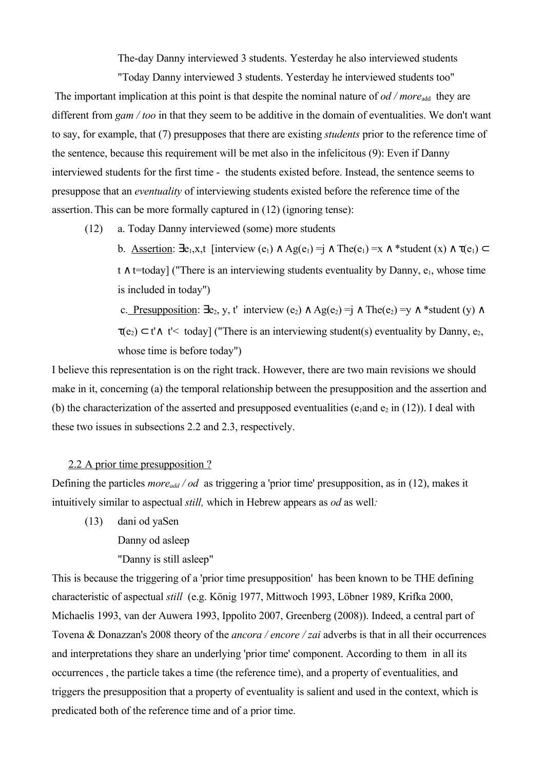The-day Danny interviewed 3 students. Yesterday he also interviewed students

"Today Danny interviewed 3 students. Yesterday he interviewed students too"

The important implication at this point is that despite the nominal nature of *od / more*$_{add}$ they are different from *gam / too* in that they seem to be additive in the domain of eventualities. We don't want to say, for example, that (7) presupposes that there are existing *students* prior to the reference time of the sentence, because this requirement will be met also in the infelicitous (9): Even if Danny interviewed students for the first time - the students existed before. Instead, the sentence seems to presuppose that an *eventuality* of interviewing students existed before the reference time of the assertion. This can be more formally captured in (12) (ignoring tense):

(12) a. Today Danny interviewed (some) more students

b. Assertion: $\exists e_1,x,t$ [interview $(e_1) \wedge Ag(e_1)=j \wedge The(e_1)=x \wedge *student(x) \wedge \tau(e_1) \subset t \wedge t=today$] ("There is an interviewing students eventuality by Danny, $e_1$, whose time is included in today")

c. Presupposition: $\exists e_2, y, t'$ interview $(e_2) \wedge Ag(e_2)=j \wedge The(e_2)=y \wedge *student(y) \wedge \tau(e_2) \subset t' \wedge t' < today$] ("There is an interviewing student(s) eventuality by Danny, $e_2$, whose time is before today")

I believe this representation is on the right track. However, there are two main revisions we should make in it, concerning (a) the temporal relationship between the presupposition and the assertion and (b) the characterization of the asserted and presupposed eventualities ($e_1$and $e_2$ in (12)). I deal with these two issues in subsections 2.2 and 2.3, respectively.

## 2.2 A prior time presupposition ?

Defining the particles *more*$_{add}$ */ od* as triggering a 'prior time' presupposition, as in (12), makes it intuitively similar to aspectual *still,* which in Hebrew appears as *od* as well*:*

(13) dani od yaSen

Danny od asleep

"Danny is still asleep"

This is because the triggering of a 'prior time presupposition' has been known to be THE defining characteristic of aspectual *still* (e.g. König 1977, Mittwoch 1993, Löbner 1989, Krifka 2000, Michaelis 1993, van der Auwera 1993, Ippolito 2007, Greenberg (2008)). Indeed, a central part of Tovena & Donazzan's 2008 theory of the *ancora / encore / zai* adverbs is that in all their occurrences and interpretations they share an underlying 'prior time' component. According to them in all its occurrences , the particle takes a time (the reference time), and a property of eventualities, and triggers the presupposition that a property of eventuality is salient and used in the context, which is predicated both of the reference time and of a prior time.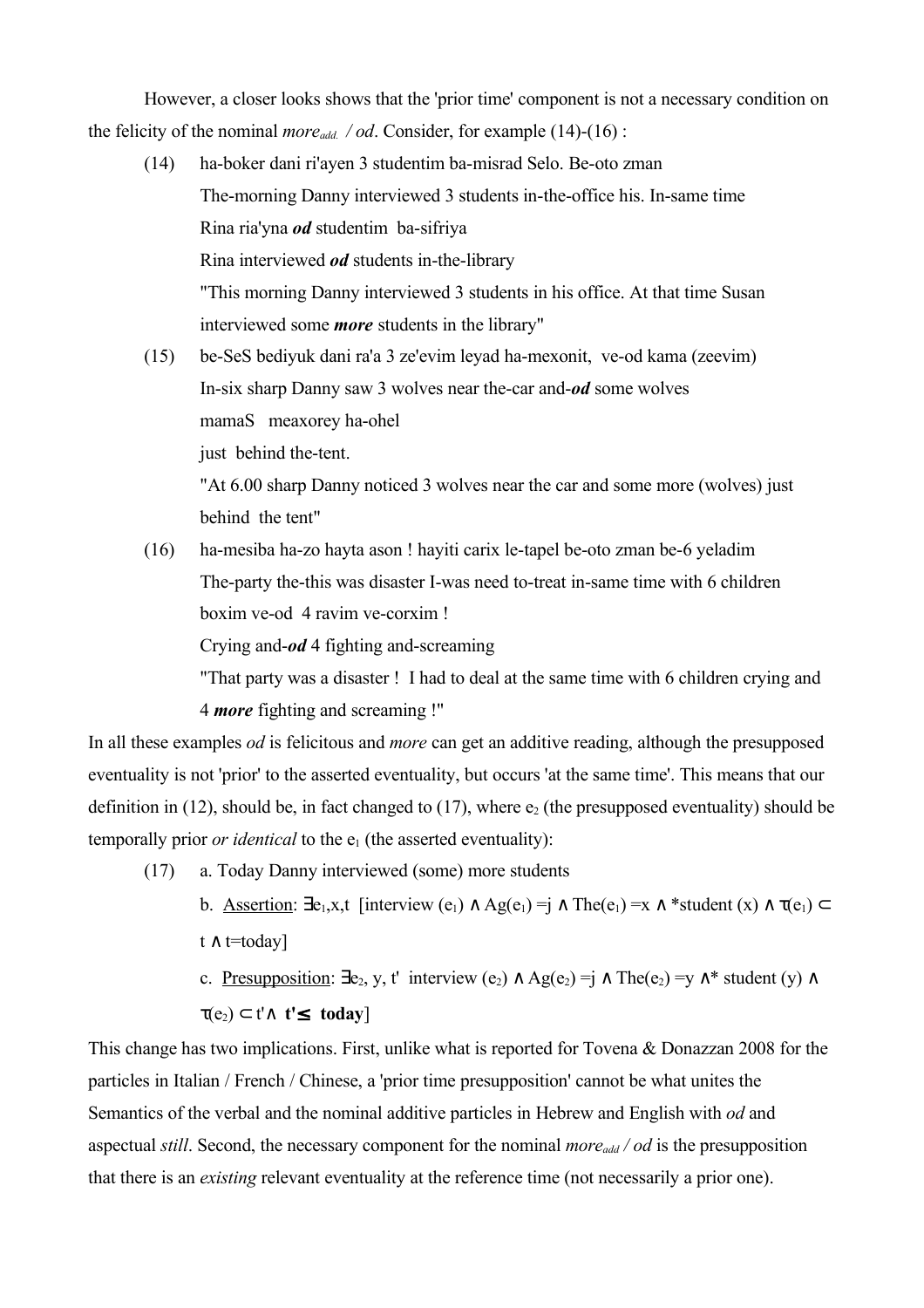However, a closer looks shows that the 'prior time' component is not a necessary condition on the felicity of the nominal *more*$_{add.}$ */ od*. Consider, for example (14)-(16) :

(14) ha-boker dani ri'ayen 3 studentim ba-misrad Selo. Be-oto zman
The-morning Danny interviewed 3 students in-the-office his. In-same time
Rina ria'yna ***od*** studentim ba-sifriya
Rina interviewed ***od*** students in-the-library
"This morning Danny interviewed 3 students in his office. At that time Susan interviewed some ***more*** students in the library"

(15) be-SeS bediyuk dani ra'a 3 ze'evim leyad ha-mexonit, ve-od kama (zeevim)
In-six sharp Danny saw 3 wolves near the-car and-***od*** some wolves
mamaS meaxorey ha-ohel
just behind the-tent.
"At 6.00 sharp Danny noticed 3 wolves near the car and some more (wolves) just behind the tent"

(16) ha-mesiba ha-zo hayta ason ! hayiti carix le-tapel be-oto zman be-6 yeladim
The-party the-this was disaster I-was need to-treat in-same time with 6 children
boxim ve-od 4 ravim ve-corxim !
Crying and-***od*** 4 fighting and-screaming
"That party was a disaster ! I had to deal at the same time with 6 children crying and 4 ***more*** fighting and screaming !"

In all these examples *od* is felicitous and *more* can get an additive reading, although the presupposed eventuality is not 'prior' to the asserted eventuality, but occurs 'at the same time'. This means that our definition in (12), should be, in fact changed to (17), where $e_2$ (the presupposed eventuality) should be temporally prior *or identical* to the $e_1$ (the asserted eventuality):

(17) a. Today Danny interviewed (some) more students

b. <u>Assertion</u>: $\exists e_1,x,t$ [interview $(e_1) \wedge Ag(e_1) = j \wedge The(e_1) = x \wedge$ *student $(x) \wedge \tau(e_1) \subset t \wedge t$=today]

c. <u>Presupposition</u>: $\exists e_2, y, t'$ interview $(e_2) \wedge Ag(e_2) = j \wedge The(e_2) = y \wedge$* student $(y) \wedge \tau(e_2) \subset t' \wedge$ **t'≤ today**]

This change has two implications. First, unlike what is reported for Tovena & Donazzan 2008 for the particles in Italian / French / Chinese, a 'prior time presupposition' cannot be what unites the Semantics of the verbal and the nominal additive particles in Hebrew and English with *od* and aspectual *still*. Second, the necessary component for the nominal *more*$_{add}$ */ od* is the presupposition that there is an *existing* relevant eventuality at the reference time (not necessarily a prior one).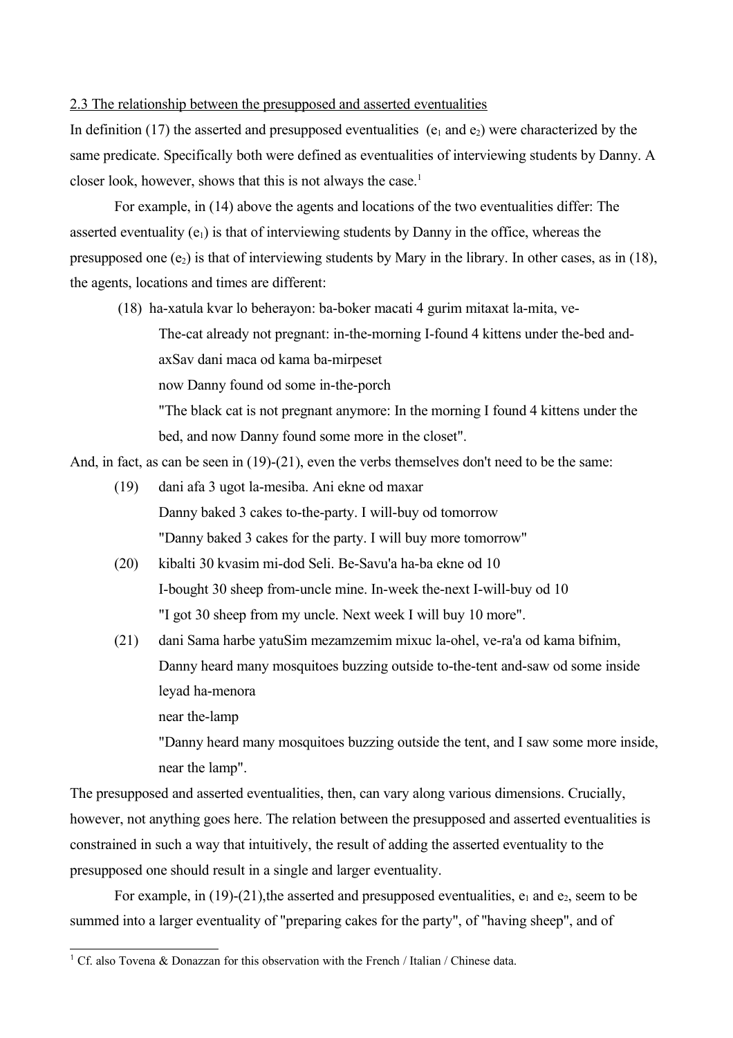2.3 The relationship between the presupposed and asserted eventualities

In definition (17) the asserted and presupposed eventualities ($e_1$ and $e_2$) were characterized by the same predicate. Specifically both were defined as eventualities of interviewing students by Danny. A closer look, however, shows that this is not always the case.[1]

For example, in (14) above the agents and locations of the two eventualities differ: The asserted eventuality ($e_1$) is that of interviewing students by Danny in the office, whereas the presupposed one ($e_2$) is that of interviewing students by Mary in the library. In other cases, as in (18), the agents, locations and times are different:

(18) ha-xatula kvar lo beherayon: ba-boker macati 4 gurim mitaxat la-mita, ve-
The-cat already not pregnant: in-the-morning I-found 4 kittens under the-bed and-
axSav dani maca od kama ba-mirpeset
now Danny found od some in-the-porch
"The black cat is not pregnant anymore: In the morning I found 4 kittens under the bed, and now Danny found some more in the closet".

And, in fact, as can be seen in (19)-(21), even the verbs themselves don't need to be the same:

(19) dani afa 3 ugot la-mesiba. Ani ekne od maxar
Danny baked 3 cakes to-the-party. I will-buy od tomorrow
"Danny baked 3 cakes for the party. I will buy more tomorrow"

(20) kibalti 30 kvasim mi-dod Seli. Be-Savu'a ha-ba ekne od 10
I-bought 30 sheep from-uncle mine. In-week the-next I-will-buy od 10
"I got 30 sheep from my uncle. Next week I will buy 10 more".

(21) dani Sama harbe yatuSim mezamzemim mixuc la-ohel, ve-ra'a od kama bifnim,
Danny heard many mosquitoes buzzing outside to-the-tent and-saw od some inside
leyad ha-menora
near the-lamp
"Danny heard many mosquitoes buzzing outside the tent, and I saw some more inside, near the lamp".

The presupposed and asserted eventualities, then, can vary along various dimensions. Crucially, however, not anything goes here. The relation between the presupposed and asserted eventualities is constrained in such a way that intuitively, the result of adding the asserted eventuality to the presupposed one should result in a single and larger eventuality.

For example, in (19)-(21),the asserted and presupposed eventualities, $e_1$ and $e_2$, seem to be summed into a larger eventuality of "preparing cakes for the party", of "having sheep", and of

[1] Cf. also Tovena & Donazzan for this observation with the French / Italian / Chinese data.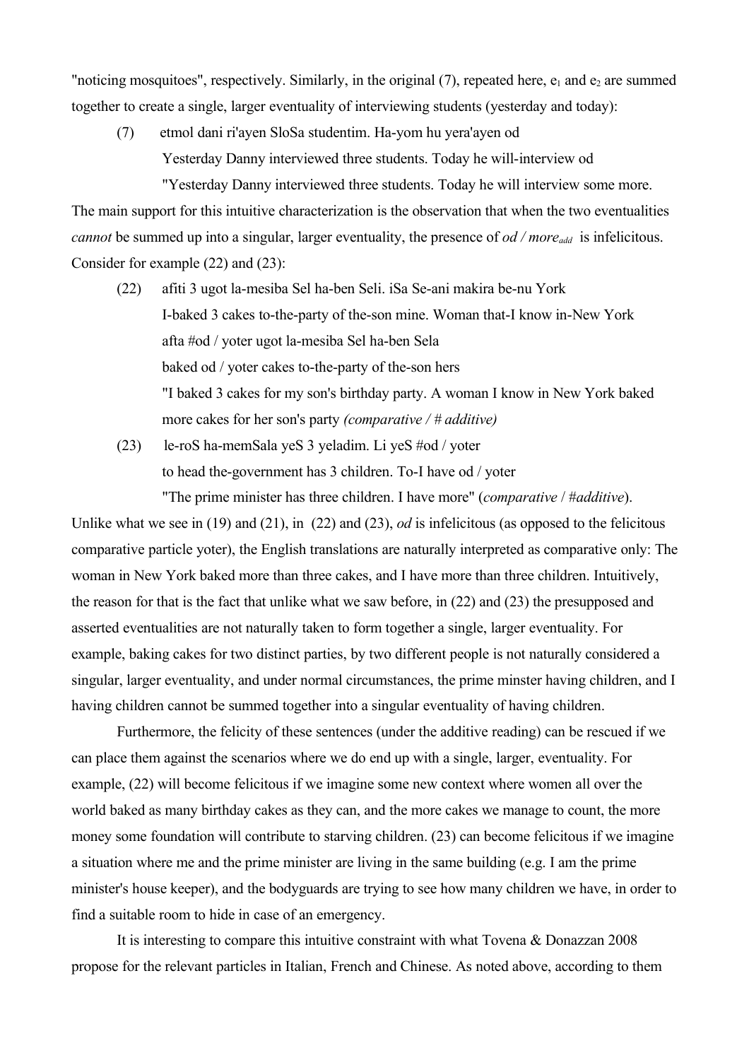"noticing mosquitoes", respectively. Similarly, in the original (7), repeated here, $e_1$ and $e_2$ are summed together to create a single, larger eventuality of interviewing students (yesterday and today):

(7) etmol dani ri'ayen SloSa studentim. Ha-yom hu yera'ayen od
    Yesterday Danny interviewed three students. Today he will-interview od
    "Yesterday Danny interviewed three students. Today he will interview some more.

The main support for this intuitive characterization is the observation that when the two eventualities *cannot* be summed up into a singular, larger eventuality, the presence of *od / more$_{add}$* is infelicitous. Consider for example (22) and (23):

(22) afiti 3 ugot la-mesiba Sel ha-ben Seli. iSa Se-ani makira be-nu York
     I-baked 3 cakes to-the-party of the-son mine. Woman that-I know in-New York
     afta #od / yoter ugot la-mesiba Sel ha-ben Sela
     baked od / yoter cakes to-the-party of the-son hers
     "I baked 3 cakes for my son's birthday party. A woman I know in New York baked more cakes for her son's party *(comparative / # additive)*

(23) le-roS ha-memSala yeS 3 yeladim. Li yeS #od / yoter
     to head the-government has 3 children. To-I have od / yoter
     "The prime minister has three children. I have more" (*comparative* / *#additive*).

Unlike what we see in (19) and (21), in (22) and (23), *od* is infelicitous (as opposed to the felicitous comparative particle yoter), the English translations are naturally interpreted as comparative only: The woman in New York baked more than three cakes, and I have more than three children. Intuitively, the reason for that is the fact that unlike what we saw before, in (22) and (23) the presupposed and asserted eventualities are not naturally taken to form together a single, larger eventuality. For example, baking cakes for two distinct parties, by two different people is not naturally considered a singular, larger eventuality, and under normal circumstances, the prime minster having children, and I having children cannot be summed together into a singular eventuality of having children.

Furthermore, the felicity of these sentences (under the additive reading) can be rescued if we can place them against the scenarios where we do end up with a single, larger, eventuality. For example, (22) will become felicitous if we imagine some new context where women all over the world baked as many birthday cakes as they can, and the more cakes we manage to count, the more money some foundation will contribute to starving children. (23) can become felicitous if we imagine a situation where me and the prime minister are living in the same building (e.g. I am the prime minister's house keeper), and the bodyguards are trying to see how many children we have, in order to find a suitable room to hide in case of an emergency.

It is interesting to compare this intuitive constraint with what Tovena & Donazzan 2008 propose for the relevant particles in Italian, French and Chinese. As noted above, according to them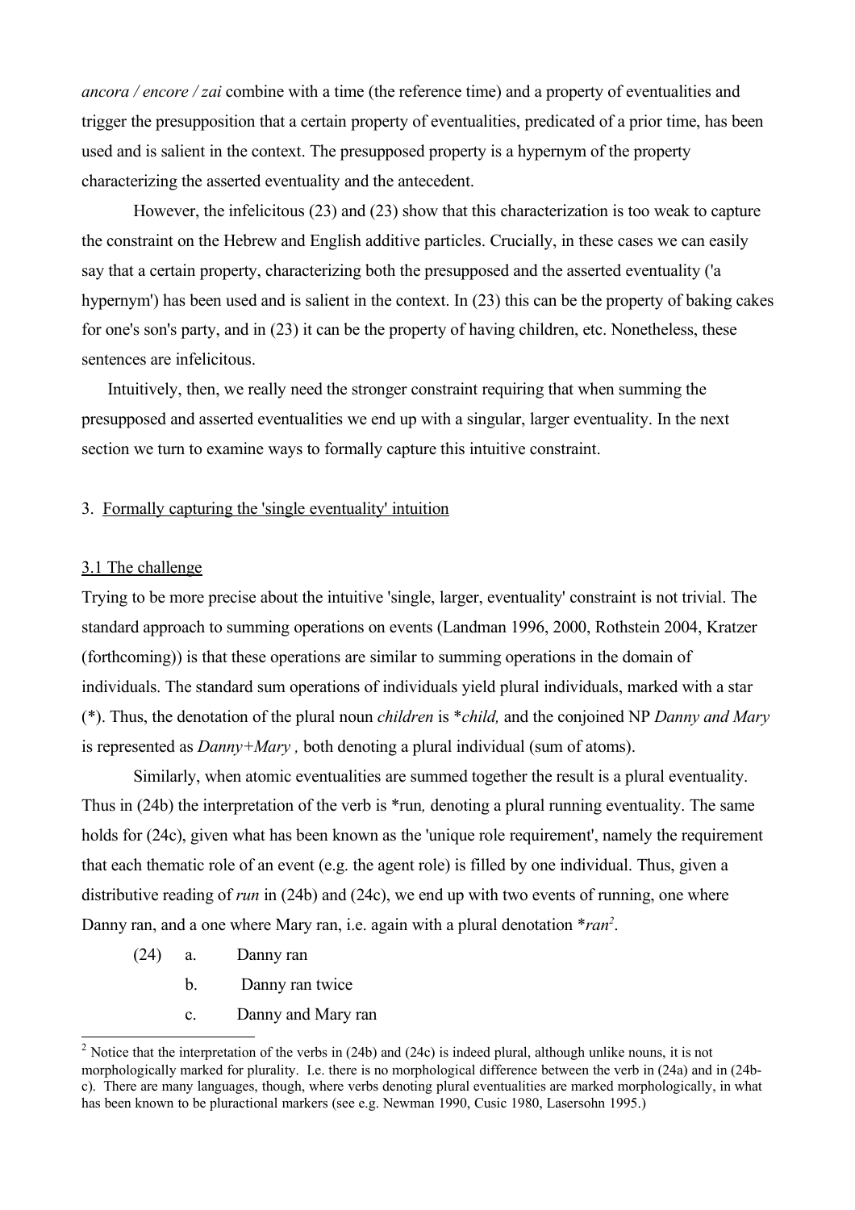*ancora / encore / zai* combine with a time (the reference time) and a property of eventualities and trigger the presupposition that a certain property of eventualities, predicated of a prior time, has been used and is salient in the context. The presupposed property is a hypernym of the property characterizing the asserted eventuality and the antecedent.

However, the infelicitous (23) and (23) show that this characterization is too weak to capture the constraint on the Hebrew and English additive particles. Crucially, in these cases we can easily say that a certain property, characterizing both the presupposed and the asserted eventuality ('a hypernym') has been used and is salient in the context. In (23) this can be the property of baking cakes for one's son's party, and in (23) it can be the property of having children, etc. Nonetheless, these sentences are infelicitous.

Intuitively, then, we really need the stronger constraint requiring that when summing the presupposed and asserted eventualities we end up with a singular, larger eventuality. In the next section we turn to examine ways to formally capture this intuitive constraint.

## 3. Formally capturing the 'single eventuality' intuition

### 3.1 The challenge

Trying to be more precise about the intuitive 'single, larger, eventuality' constraint is not trivial. The standard approach to summing operations on events (Landman 1996, 2000, Rothstein 2004, Kratzer (forthcoming)) is that these operations are similar to summing operations in the domain of individuals. The standard sum operations of individuals yield plural individuals, marked with a star (*). Thus, the denotation of the plural noun *children* is **child,* and the conjoined NP *Danny and Mary* is represented as *Danny+Mary ,* both denoting a plural individual (sum of atoms).

Similarly, when atomic eventualities are summed together the result is a plural eventuality. Thus in (24b) the interpretation of the verb is *run*,* denoting a plural running eventuality. The same holds for (24c), given what has been known as the 'unique role requirement', namely the requirement that each thematic role of an event (e.g. the agent role) is filled by one individual. Thus, given a distributive reading of *run* in (24b) and (24c), we end up with two events of running, one where Danny ran, and a one where Mary ran, i.e. again with a plural denotation **ran*[2].

(24) a. Danny ran

b. Danny ran twice

c. Danny and Mary ran

---

[2] Notice that the interpretation of the verbs in (24b) and (24c) is indeed plural, although unlike nouns, it is not morphologically marked for plurality. I.e. there is no morphological difference between the verb in (24a) and in (24b-c). There are many languages, though, where verbs denoting plural eventualities are marked morphologically, in what has been known to be pluractional markers (see e.g. Newman 1990, Cusic 1980, Lasersohn 1995.)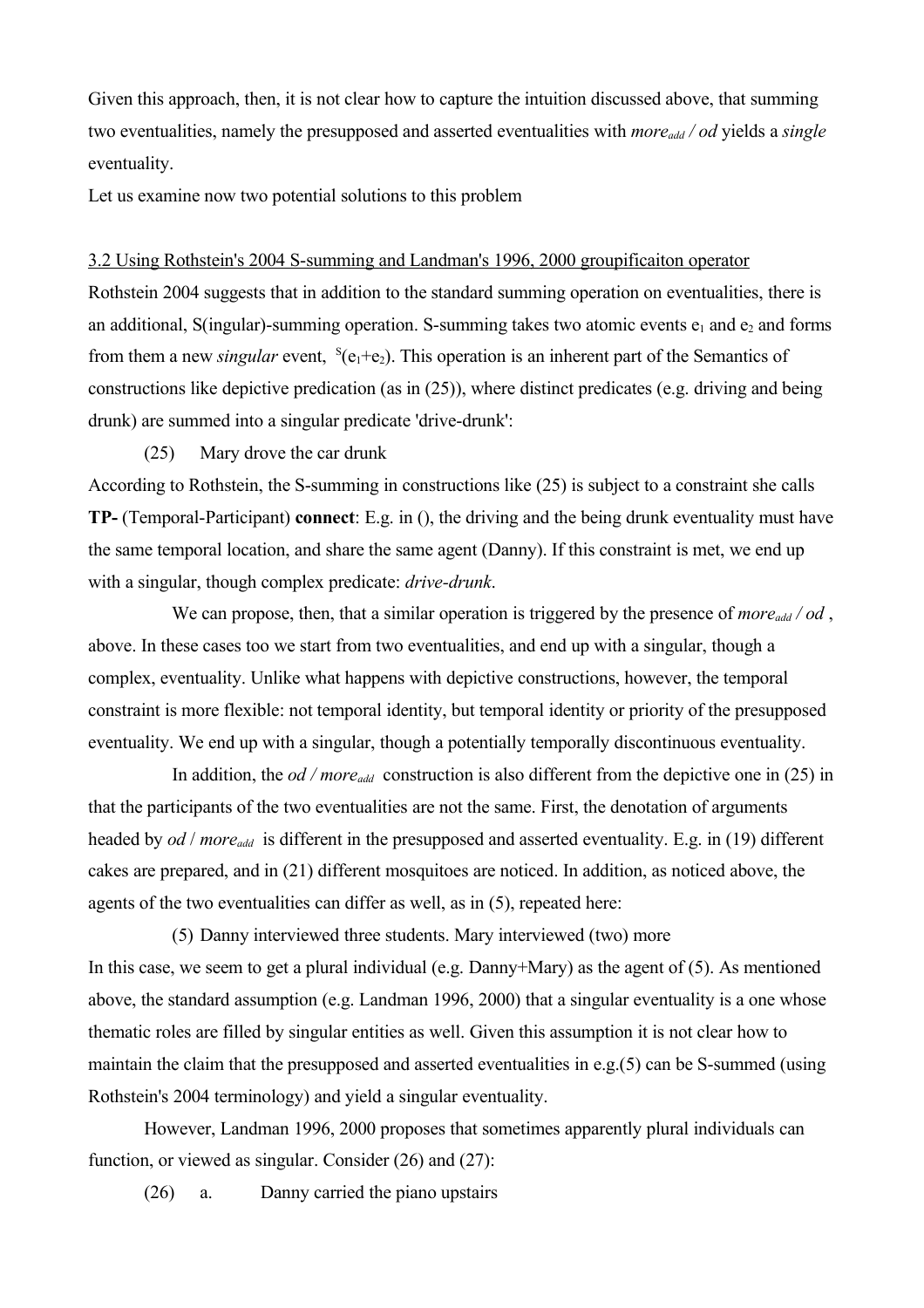Given this approach, then, it is not clear how to capture the intuition discussed above, that summing two eventualities, namely the presupposed and asserted eventualities with $more_{add}$ / *od* yields a *single* eventuality.

Let us examine now two potential solutions to this problem

### 3.2 Using Rothstein's 2004 S-summing and Landman's 1996, 2000 groupificaiton operator

Rothstein 2004 suggests that in addition to the standard summing operation on eventualities, there is an additional, S(ingular)-summing operation. S-summing takes two atomic events $e_1$ and $e_2$ and forms from them a new *singular* event, ${}^{S}(e_1+e_2)$. This operation is an inherent part of the Semantics of constructions like depictive predication (as in (25)), where distinct predicates (e.g. driving and being drunk) are summed into a singular predicate 'drive-drunk':

(25) Mary drove the car drunk

According to Rothstein, the S-summing in constructions like (25) is subject to a constraint she calls **TP-** (Temporal-Participant) **connect**: E.g. in (), the driving and the being drunk eventuality must have the same temporal location, and share the same agent (Danny). If this constraint is met, we end up with a singular, though complex predicate: *drive-drunk*.

We can propose, then, that a similar operation is triggered by the presence of $more_{add}$ / *od* , above. In these cases too we start from two eventualities, and end up with a singular, though a complex, eventuality. Unlike what happens with depictive constructions, however, the temporal constraint is more flexible: not temporal identity, but temporal identity or priority of the presupposed eventuality. We end up with a singular, though a potentially temporally discontinuous eventuality.

In addition, the *od* / $more_{add}$ construction is also different from the depictive one in (25) in that the participants of the two eventualities are not the same. First, the denotation of arguments headed by *od* / $more_{add}$ is different in the presupposed and asserted eventuality. E.g. in (19) different cakes are prepared, and in (21) different mosquitoes are noticed. In addition, as noticed above, the agents of the two eventualities can differ as well, as in (5), repeated here:

(5) Danny interviewed three students. Mary interviewed (two) more

In this case, we seem to get a plural individual (e.g. Danny+Mary) as the agent of (5). As mentioned above, the standard assumption (e.g. Landman 1996, 2000) that a singular eventuality is a one whose thematic roles are filled by singular entities as well. Given this assumption it is not clear how to maintain the claim that the presupposed and asserted eventualities in e.g.(5) can be S-summed (using Rothstein's 2004 terminology) and yield a singular eventuality.

However, Landman 1996, 2000 proposes that sometimes apparently plural individuals can function, or viewed as singular. Consider (26) and (27):

(26) a. Danny carried the piano upstairs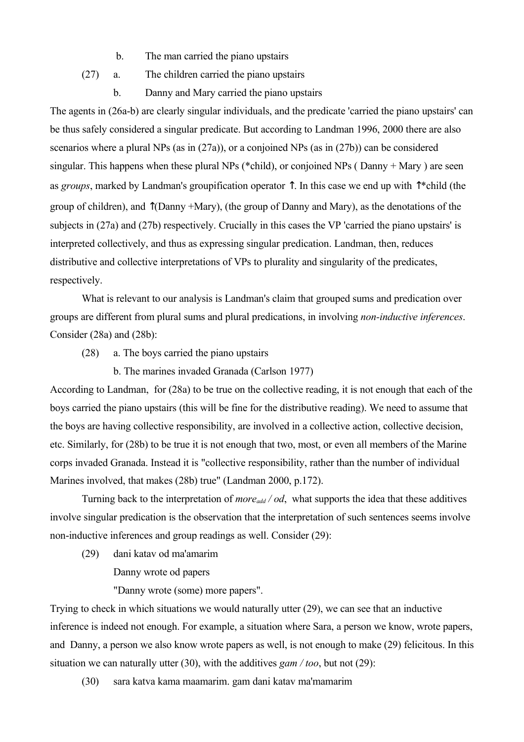b. The man carried the piano upstairs

(27) a. The children carried the piano upstairs

b. Danny and Mary carried the piano upstairs

The agents in (26a-b) are clearly singular individuals, and the predicate 'carried the piano upstairs' can be thus safely considered a singular predicate. But according to Landman 1996, 2000 there are also scenarios where a plural NPs (as in (27a)), or a conjoined NPs (as in (27b)) can be considered singular. This happens when these plural NPs (*child), or conjoined NPs ( Danny + Mary ) are seen as *groups*, marked by Landman's groupification operator ↑. In this case we end up with ↑*child (the group of children), and ↑(Danny +Mary), (the group of Danny and Mary), as the denotations of the subjects in (27a) and (27b) respectively. Crucially in this cases the VP 'carried the piano upstairs' is interpreted collectively, and thus as expressing singular predication. Landman, then, reduces distributive and collective interpretations of VPs to plurality and singularity of the predicates, respectively.

What is relevant to our analysis is Landman's claim that grouped sums and predication over groups are different from plural sums and plural predications, in involving *non-inductive inferences*. Consider (28a) and (28b):

(28) a. The boys carried the piano upstairs

b. The marines invaded Granada (Carlson 1977)

According to Landman, for (28a) to be true on the collective reading, it is not enough that each of the boys carried the piano upstairs (this will be fine for the distributive reading). We need to assume that the boys are having collective responsibility, are involved in a collective action, collective decision, etc. Similarly, for (28b) to be true it is not enough that two, most, or even all members of the Marine corps invaded Granada. Instead it is "collective responsibility, rather than the number of individual Marines involved, that makes (28b) true" (Landman 2000, p.172).

Turning back to the interpretation of *more$_{add}$ / od*, what supports the idea that these additives involve singular predication is the observation that the interpretation of such sentences seems involve non-inductive inferences and group readings as well. Consider (29):

(29) dani katav od ma'amarim

Danny wrote od papers

"Danny wrote (some) more papers".

Trying to check in which situations we would naturally utter (29), we can see that an inductive inference is indeed not enough. For example, a situation where Sara, a person we know, wrote papers, and Danny, a person we also know wrote papers as well, is not enough to make (29) felicitous. In this situation we can naturally utter (30), with the additives *gam / too*, but not (29):

(30) sara katva kama maamarim. gam dani katav ma'mamarim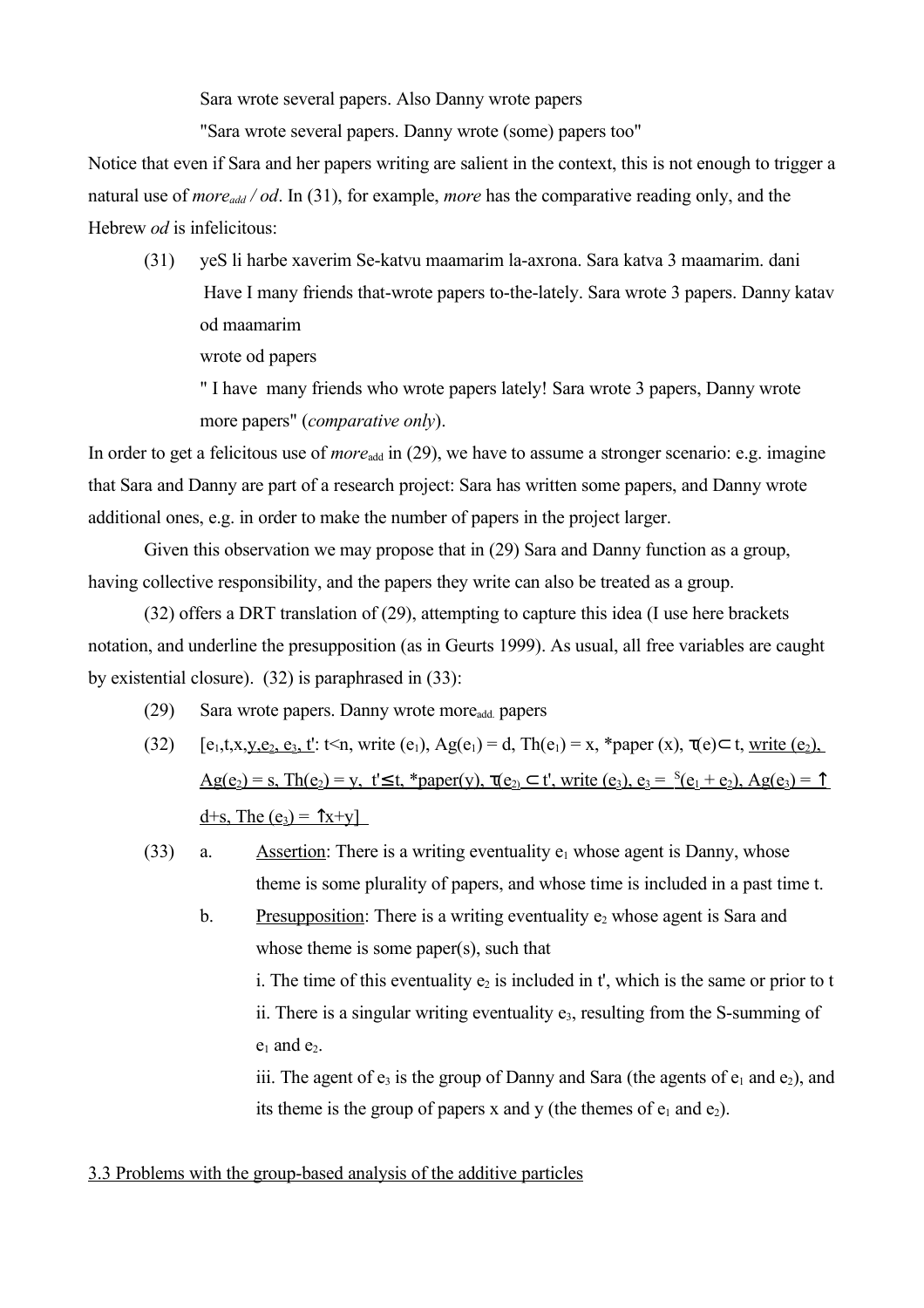Sara wrote several papers. Also Danny wrote papers

"Sara wrote several papers. Danny wrote (some) papers too"

Notice that even if Sara and her papers writing are salient in the context, this is not enough to trigger a natural use of *more$_{add}$ / od*. In (31), for example, *more* has the comparative reading only, and the Hebrew *od* is infelicitous:

(31) yeS li harbe xaverim Se-katvu maamarim la-axrona. Sara katva 3 maamarim. dani katav od maamarim

Have I many friends that-wrote papers to-the-lately. Sara wrote 3 papers. Danny wrote od papers

" I have many friends who wrote papers lately! Sara wrote 3 papers, Danny wrote more papers" (*comparative only*).

In order to get a felicitous use of *more*$_{add}$ in (29), we have to assume a stronger scenario: e.g. imagine that Sara and Danny are part of a research project: Sara has written some papers, and Danny wrote additional ones, e.g. in order to make the number of papers in the project larger.

Given this observation we may propose that in (29) Sara and Danny function as a group, having collective responsibility, and the papers they write can also be treated as a group.

(32) offers a DRT translation of (29), attempting to capture this idea (I use here brackets notation, and underline the presupposition (as in Geurts 1999). As usual, all free variables are caught by existential closure). (32) is paraphrased in (33):

(29) Sara wrote papers. Danny wrote more$_{add.}$ papers

(32) $[e_1, t, x, \underline{y, e_2, e_3, t'}: t<n, \text{write}(e_1), \text{Ag}(e_1) = d, \text{Th}(e_1) = x, {}^*\text{paper}(x), \tau(e) \subset t, \underline{\text{write}(e_2), \text{Ag}(e_2) = s, \text{Th}(e_2) = y, t' \leq t, {}^*\text{paper}(y), \tau(e_2) \subset t', \text{write}(e_3), e_3 = {}^S(e_1 + e_2), \text{Ag}(e_3) = \uparrow d+s, \text{The}(e_3) = \uparrow x+y}]$

(33) a. Assertion: There is a writing eventuality $e_1$ whose agent is Danny, whose theme is some plurality of papers, and whose time is included in a past time t.

b. Presupposition: There is a writing eventuality $e_2$ whose agent is Sara and whose theme is some paper(s), such that

i. The time of this eventuality $e_2$ is included in t', which is the same or prior to t

ii. There is a singular writing eventuality $e_3$, resulting from the S-summing of $e_1$ and $e_2$.

iii. The agent of $e_3$ is the group of Danny and Sara (the agents of $e_1$ and $e_2$), and its theme is the group of papers x and y (the themes of $e_1$ and $e_2$).

## 3.3 Problems with the group-based analysis of the additive particles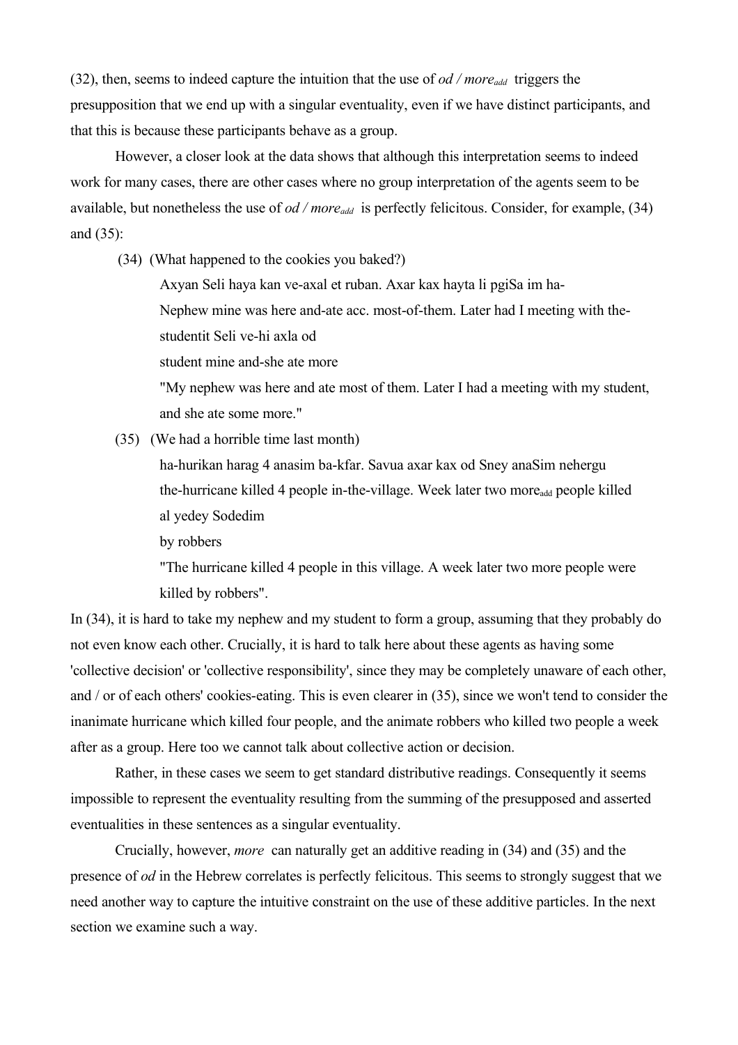(32), then, seems to indeed capture the intuition that the use of *od / more*$_{add}$ triggers the presupposition that we end up with a singular eventuality, even if we have distinct participants, and that this is because these participants behave as a group.

However, a closer look at the data shows that although this interpretation seems to indeed work for many cases, there are other cases where no group interpretation of the agents seem to be available, but nonetheless the use of *od / more*$_{add}$ is perfectly felicitous. Consider, for example, (34) and (35):

(34) (What happened to the cookies you baked?)

Axyan Seli haya kan ve-axal et ruban. Axar kax hayta li pgiSa im ha-
Nephew mine was here and-ate acc. most-of-them. Later had I meeting with the-
studentit Seli ve-hi axla od
student mine and-she ate more
"My nephew was here and ate most of them. Later I had a meeting with my student, and she ate some more."

(35) (We had a horrible time last month)

ha-hurikan harag 4 anasim ba-kfar. Savua axar kax od Sney anaSim nehergu
the-hurricane killed 4 people in-the-village. Week later two more$_{add}$ people killed
al yedey Sodedim
by robbers
"The hurricane killed 4 people in this village. A week later two more people were killed by robbers".

In (34), it is hard to take my nephew and my student to form a group, assuming that they probably do not even know each other. Crucially, it is hard to talk here about these agents as having some 'collective decision' or 'collective responsibility', since they may be completely unaware of each other, and / or of each others' cookies-eating. This is even clearer in (35), since we won't tend to consider the inanimate hurricane which killed four people, and the animate robbers who killed two people a week after as a group. Here too we cannot talk about collective action or decision.

Rather, in these cases we seem to get standard distributive readings. Consequently it seems impossible to represent the eventuality resulting from the summing of the presupposed and asserted eventualities in these sentences as a singular eventuality.

Crucially, however, *more* can naturally get an additive reading in (34) and (35) and the presence of *od* in the Hebrew correlates is perfectly felicitous. This seems to strongly suggest that we need another way to capture the intuitive constraint on the use of these additive particles. In the next section we examine such a way.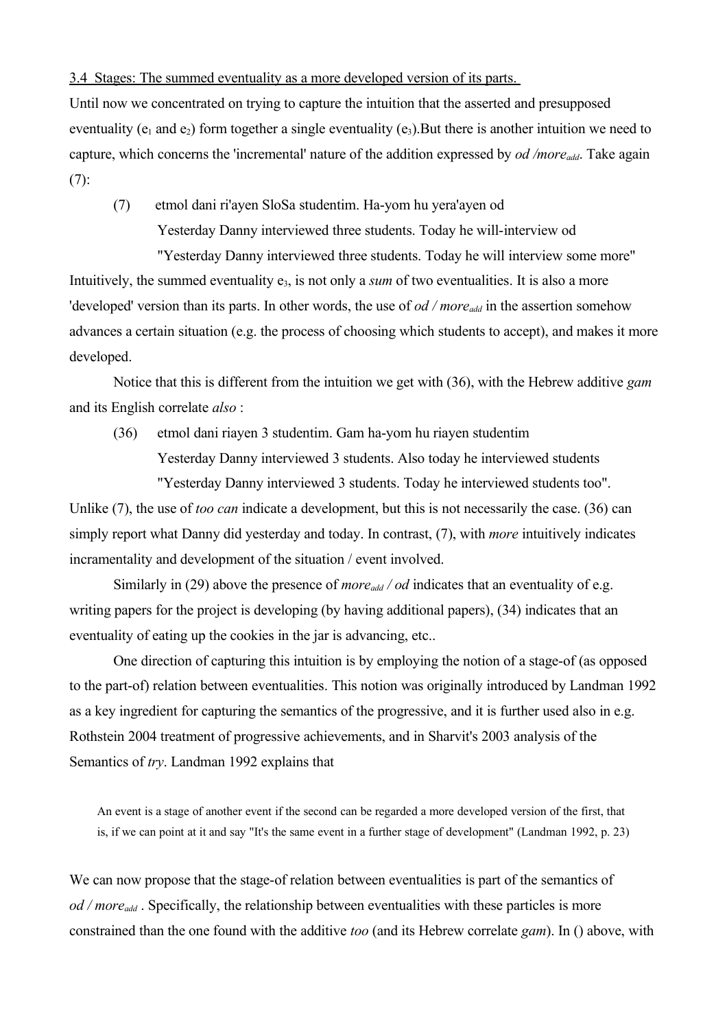3.4 Stages: The summed eventuality as a more developed version of its parts.

Until now we concentrated on trying to capture the intuition that the asserted and presupposed eventuality ($e_1$ and $e_2$) form together a single eventuality ($e_3$).But there is another intuition we need to capture, which concerns the 'incremental' nature of the addition expressed by *od /more$_{add}$*. Take again (7):

(7) etmol dani ri'ayen SloSa studentim. Ha-yom hu yera'ayen od
Yesterday Danny interviewed three students. Today he will-interview od
"Yesterday Danny interviewed three students. Today he will interview some more"

Intuitively, the summed eventuality $e_3$, is not only a *sum* of two eventualities. It is also a more 'developed' version than its parts. In other words, the use of *od / more$_{add}$* in the assertion somehow advances a certain situation (e.g. the process of choosing which students to accept), and makes it more developed.

Notice that this is different from the intuition we get with (36), with the Hebrew additive *gam* and its English correlate *also* :

(36) etmol dani riayen 3 studentim. Gam ha-yom hu riayen studentim
Yesterday Danny interviewed 3 students. Also today he interviewed students
"Yesterday Danny interviewed 3 students. Today he interviewed students too".

Unlike (7), the use of *too can* indicate a development, but this is not necessarily the case. (36) can simply report what Danny did yesterday and today. In contrast, (7), with *more* intuitively indicates incramentality and development of the situation / event involved.

Similarly in (29) above the presence of *more$_{add}$ / od* indicates that an eventuality of e.g. writing papers for the project is developing (by having additional papers), (34) indicates that an eventuality of eating up the cookies in the jar is advancing, etc..

One direction of capturing this intuition is by employing the notion of a stage-of (as opposed to the part-of) relation between eventualities. This notion was originally introduced by Landman 1992 as a key ingredient for capturing the semantics of the progressive, and it is further used also in e.g. Rothstein 2004 treatment of progressive achievements, and in Sharvit's 2003 analysis of the Semantics of *try*. Landman 1992 explains that

> An event is a stage of another event if the second can be regarded a more developed version of the first, that is, if we can point at it and say "It's the same event in a further stage of development" (Landman 1992, p. 23)

We can now propose that the stage-of relation between eventualities is part of the semantics of *od / more$_{add}$* . Specifically, the relationship between eventualities with these particles is more constrained than the one found with the additive *too* (and its Hebrew correlate *gam*). In () above, with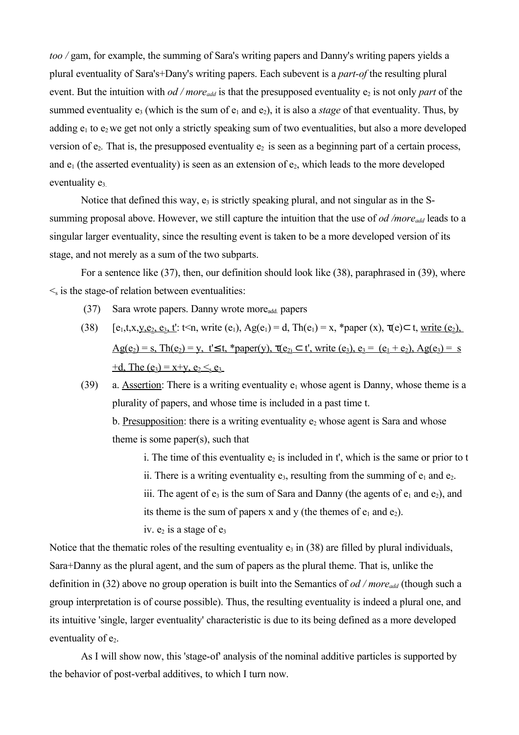*too* / gam, for example, the summing of Sara's writing papers and Danny's writing papers yields a plural eventuality of Sara's+Dany's writing papers. Each subevent is a *part-of* the resulting plural event. But the intuition with *od / more$_{add}$* is that the presupposed eventuality $e_2$ is not only *part* of the summed eventuality $e_3$ (which is the sum of $e_1$ and $e_2$), it is also a *stage* of that eventuality. Thus, by adding $e_1$ to $e_2$ we get not only a strictly speaking sum of two eventualities, but also a more developed version of $e_2$. That is, the presupposed eventuality $e_2$ is seen as a beginning part of a certain process, and $e_1$ (the asserted eventuality) is seen as an extension of $e_2$, which leads to the more developed eventuality $e_3$.

Notice that defined this way, $e_3$ is strictly speaking plural, and not singular as in the S-summing proposal above. However, we still capture the intuition that the use of *od /more$_{add}$* leads to a singular larger eventuality, since the resulting event is taken to be a more developed version of its stage, and not merely as a sum of the two subparts.

For a sentence like (37), then, our definition should look like (38), paraphrased in (39), where $<_s$ is the stage-of relation between eventualities:

(37) Sara wrote papers. Danny wrote more$_{add.}$ papers

(38) [$e_1$,t,x,<u>y,$e_2$, $e_3$, t'</u>: t<n, write ($e_1$), Ag($e_1$) = d, Th($e_1$) = x, *paper (x), $\tau$(e)$\subset$ t, <u>write ($e_2$), Ag($e_2$) = s, Th($e_2$) = y, t'$\leq$t, *paper(y), $\tau$($e_2$) $\subset$ t', write ($e_3$), $e_3$ = ($e_1$ + $e_2$), Ag($e_3$) = s +d, The ($e_3$) = x+y, $e_2$ $<_s$ $e_3$</u>

(39) a. <u>Assertion</u>: There is a writing eventuality $e_1$ whose agent is Danny, whose theme is a plurality of papers, and whose time is included in a past time t.

b. <u>Presupposition</u>: there is a writing eventuality $e_2$ whose agent is Sara and whose theme is some paper(s), such that

i. The time of this eventuality $e_2$ is included in t', which is the same or prior to t

ii. There is a writing eventuality $e_3$, resulting from the summing of $e_1$ and $e_2$.

iii. The agent of $e_3$ is the sum of Sara and Danny (the agents of $e_1$ and $e_2$), and its theme is the sum of papers x and y (the themes of $e_1$ and $e_2$).

iv. $e_2$ is a stage of $e_3$

Notice that the thematic roles of the resulting eventuality $e_3$ in (38) are filled by plural individuals, Sara+Danny as the plural agent, and the sum of papers as the plural theme. That is, unlike the definition in (32) above no group operation is built into the Semantics of *od / more$_{add}$* (though such a group interpretation is of course possible). Thus, the resulting eventuality is indeed a plural one, and its intuitive 'single, larger eventuality' characteristic is due to its being defined as a more developed eventuality of $e_2$.

As I will show now, this 'stage-of' analysis of the nominal additive particles is supported by the behavior of post-verbal additives, to which I turn now.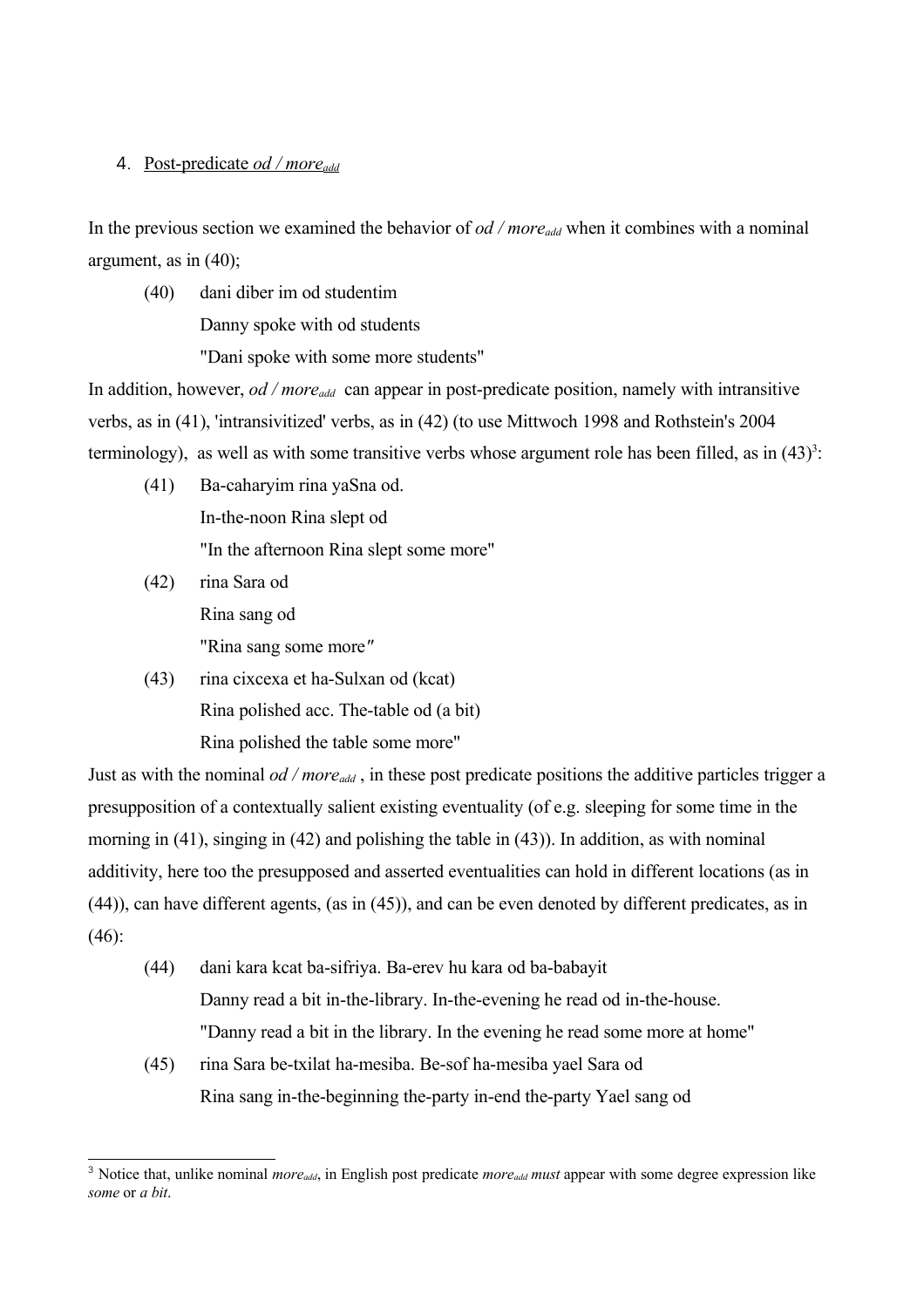4. Post-predicate *od / more$_{add}$*

In the previous section we examined the behavior of *od / more$_{add}$* when it combines with a nominal argument, as in (40);

(40) dani diber im od studentim
Danny spoke with od students
"Dani spoke with some more students"

In addition, however, *od / more$_{add}$* can appear in post-predicate position, namely with intransitive verbs, as in (41), 'intransivitized' verbs, as in (42) (to use Mittwoch 1998 and Rothstein's 2004 terminology), as well as with some transitive verbs whose argument role has been filled, as in (43)[3]:

(41) Ba-caharyim rina yaSna od.
In-the-noon Rina slept od
"In the afternoon Rina slept some more"

(42) rina Sara od
Rina sang od
"Rina sang some more″

(43) rina cixcexa et ha-Sulxan od (kcat)
Rina polished acc. The-table od (a bit)
Rina polished the table some more"

Just as with the nominal *od / more$_{add}$* , in these post predicate positions the additive particles trigger a presupposition of a contextually salient existing eventuality (of e.g. sleeping for some time in the morning in (41), singing in (42) and polishing the table in (43)). In addition, as with nominal additivity, here too the presupposed and asserted eventualities can hold in different locations (as in (44)), can have different agents, (as in (45)), and can be even denoted by different predicates, as in (46):

(44) dani kara kcat ba-sifriya. Ba-erev hu kara od ba-babayit
Danny read a bit in-the-library. In-the-evening he read od in-the-house.
"Danny read a bit in the library. In the evening he read some more at home"

(45) rina Sara be-txilat ha-mesiba. Be-sof ha-mesiba yael Sara od
Rina sang in-the-beginning the-party in-end the-party Yael sang od

[3] Notice that, unlike nominal *more$_{add}$*, in English post predicate *more$_{add}$* *must* appear with some degree expression like *some* or *a bit*.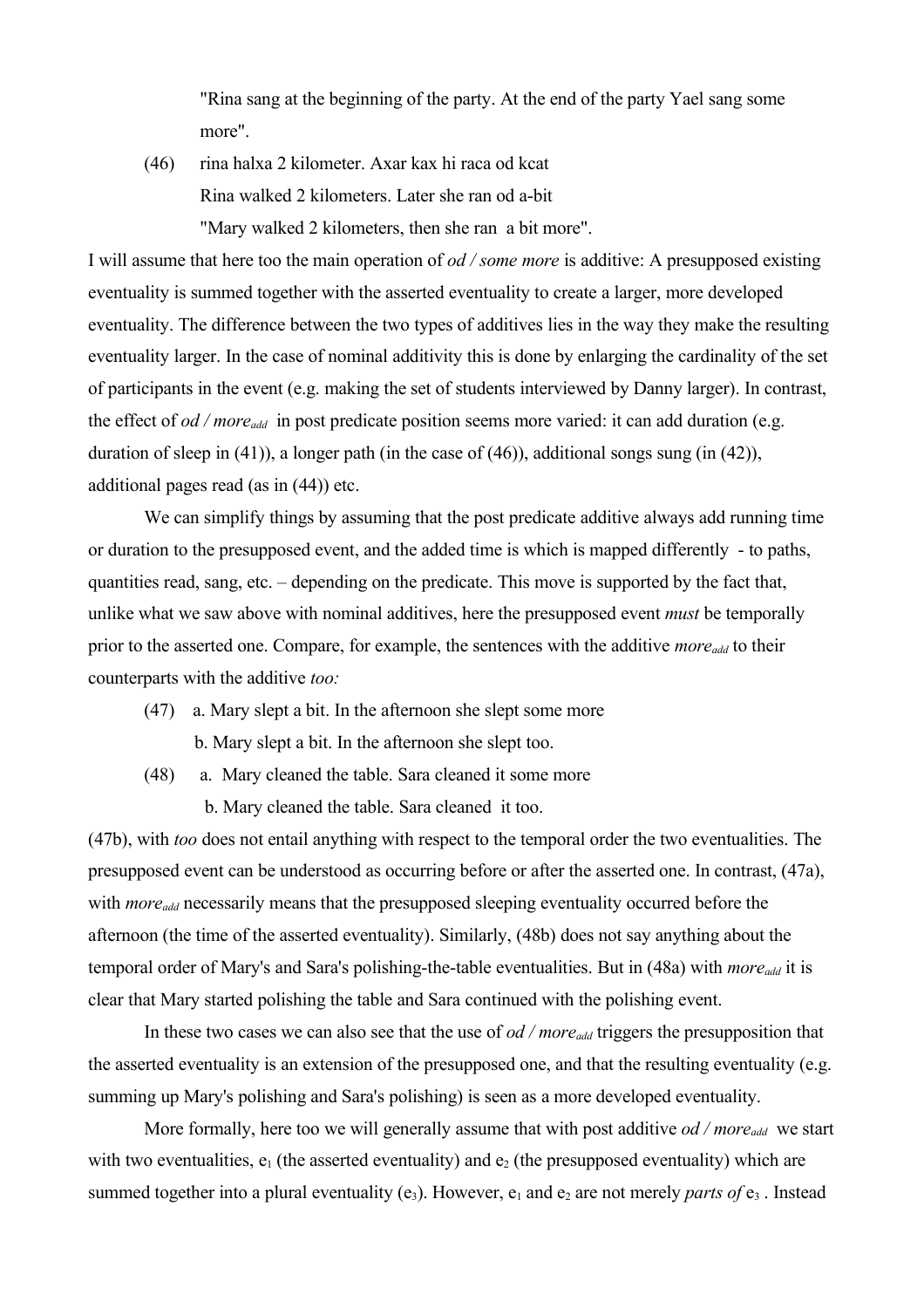"Rina sang at the beginning of the party. At the end of the party Yael sang some more".

(46) rina halxa 2 kilometer. Axar kax hi raca od kcat
Rina walked 2 kilometers. Later she ran od a-bit
"Mary walked 2 kilometers, then she ran a bit more".

I will assume that here too the main operation of *od / some more* is additive: A presupposed existing eventuality is summed together with the asserted eventuality to create a larger, more developed eventuality. The difference between the two types of additives lies in the way they make the resulting eventuality larger. In the case of nominal additivity this is done by enlarging the cardinality of the set of participants in the event (e.g. making the set of students interviewed by Danny larger). In contrast, the effect of *od / more$_{add}$* in post predicate position seems more varied: it can add duration (e.g. duration of sleep in (41)), a longer path (in the case of (46)), additional songs sung (in (42)), additional pages read (as in (44)) etc.

We can simplify things by assuming that the post predicate additive always add running time or duration to the presupposed event, and the added time is which is mapped differently - to paths, quantities read, sang, etc. – depending on the predicate. This move is supported by the fact that, unlike what we saw above with nominal additives, here the presupposed event *must* be temporally prior to the asserted one. Compare, for example, the sentences with the additive *more$_{add}$* to their counterparts with the additive *too:*

(47) a. Mary slept a bit. In the afternoon she slept some more
b. Mary slept a bit. In the afternoon she slept too.

(48) a. Mary cleaned the table. Sara cleaned it some more
b. Mary cleaned the table. Sara cleaned it too.

(47b), with *too* does not entail anything with respect to the temporal order the two eventualities. The presupposed event can be understood as occurring before or after the asserted one. In contrast, (47a), with *more$_{add}$* necessarily means that the presupposed sleeping eventuality occurred before the afternoon (the time of the asserted eventuality). Similarly, (48b) does not say anything about the temporal order of Mary's and Sara's polishing-the-table eventualities. But in (48a) with *more$_{add}$* it is clear that Mary started polishing the table and Sara continued with the polishing event.

In these two cases we can also see that the use of *od / more$_{add}$* triggers the presupposition that the asserted eventuality is an extension of the presupposed one, and that the resulting eventuality (e.g. summing up Mary's polishing and Sara's polishing) is seen as a more developed eventuality.

More formally, here too we will generally assume that with post additive *od / more$_{add}$* we start with two eventualities, $e_1$ (the asserted eventuality) and $e_2$ (the presupposed eventuality) which are summed together into a plural eventuality ($e_3$). However, $e_1$ and $e_2$ are not merely *parts of* $e_3$ . Instead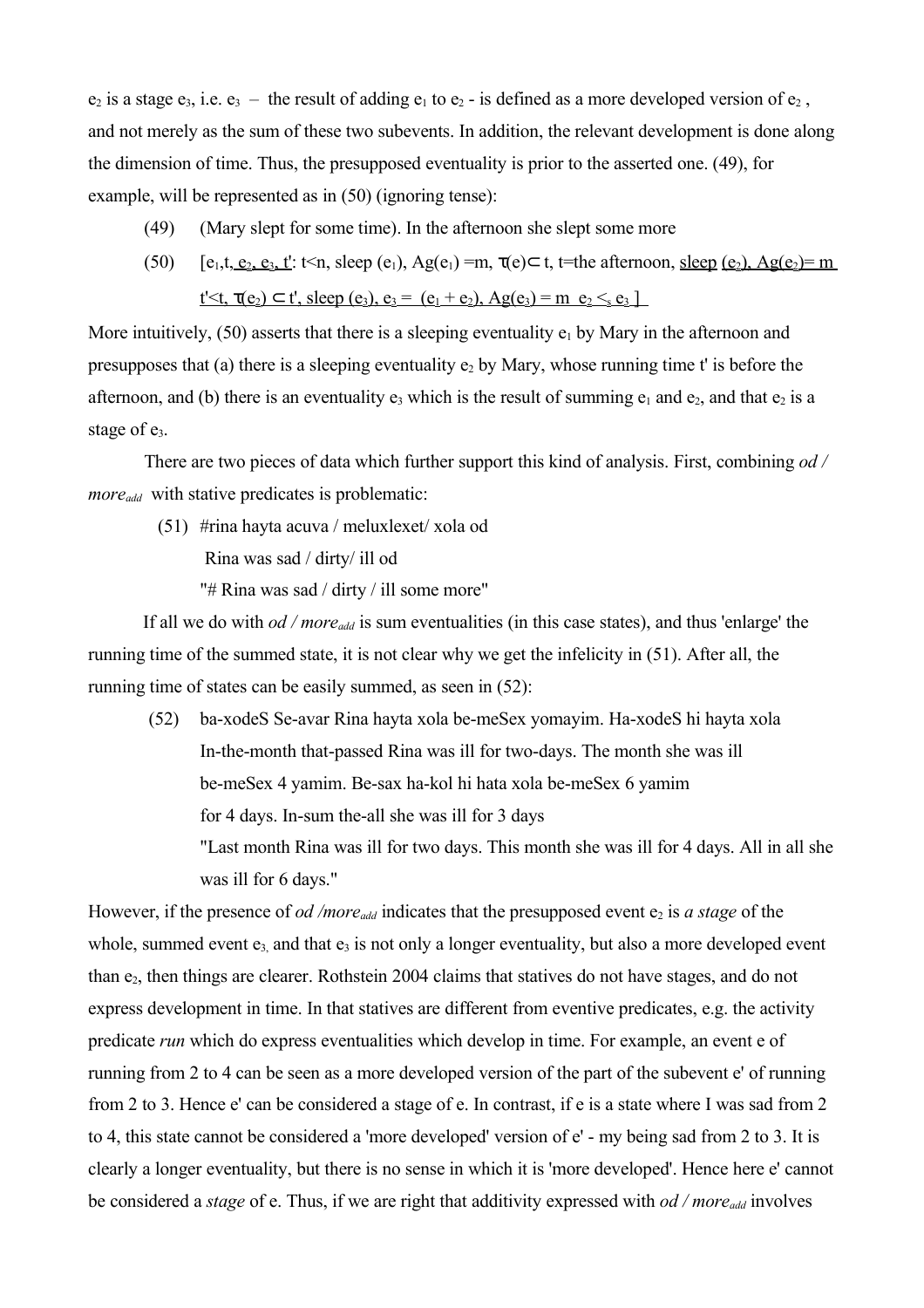$e_2$ is a stage $e_3$, i.e. $e_3$ – the result of adding $e_1$ to $e_2$ - is defined as a more developed version of $e_2$ , and not merely as the sum of these two subevents. In addition, the relevant development is done along the dimension of time. Thus, the presupposed eventuality is prior to the asserted one. (49), for example, will be represented as in (50) (ignoring tense):

(49) (Mary slept for some time). In the afternoon she slept some more

(50) $[e_1, t, \underline{e_2, e_3, t'}: t<n, \text{sleep}(e_1), Ag(e_1)=m, \tau(e) \subset t, t=\text{the afternoon}, \underline{\text{sleep}(e_2), Ag(e_2)=m}$ 
$\underline{t'<t, \tau(e_2) \subset t', \text{sleep}(e_3), e_3 = (e_1 + e_2), Ag(e_3) = m \;\; e_2 <_s e_3}]$

More intuitively, (50) asserts that there is a sleeping eventuality $e_1$ by Mary in the afternoon and presupposes that (a) there is a sleeping eventuality $e_2$ by Mary, whose running time t' is before the afternoon, and (b) there is an eventuality $e_3$ which is the result of summing $e_1$ and $e_2$, and that $e_2$ is a stage of $e_3$.

There are two pieces of data which further support this kind of analysis. First, combining *od / more$_{add}$* with stative predicates is problematic:

(51) #rina hayta acuva / meluxlexet/ xola od
Rina was sad / dirty/ ill od
"# Rina was sad / dirty / ill some more"

If all we do with *od / more$_{add}$* is sum eventualities (in this case states), and thus 'enlarge' the running time of the summed state, it is not clear why we get the infelicity in (51). After all, the running time of states can be easily summed, as seen in (52):

(52) ba-xodeS Se-avar Rina hayta xola be-meSex yomayim. Ha-xodeS hi hayta xola
In-the-month that-passed Rina was ill for two-days. The month she was ill
be-meSex 4 yamim. Be-sax ha-kol hi hata xola be-meSex 6 yamim
for 4 days. In-sum the-all she was ill for 3 days
"Last month Rina was ill for two days. This month she was ill for 4 days. All in all she was ill for 6 days."

However, if the presence of *od /more$_{add}$* indicates that the presupposed event $e_2$ is *a stage* of the whole, summed event $e_3$, and that $e_3$ is not only a longer eventuality, but also a more developed event than $e_2$, then things are clearer. Rothstein 2004 claims that statives do not have stages, and do not express development in time. In that statives are different from eventive predicates, e.g. the activity predicate *run* which do express eventualities which develop in time. For example, an event e of running from 2 to 4 can be seen as a more developed version of the part of the subevent e' of running from 2 to 3. Hence e' can be considered a stage of e. In contrast, if e is a state where I was sad from 2 to 4, this state cannot be considered a 'more developed' version of e' - my being sad from 2 to 3. It is clearly a longer eventuality, but there is no sense in which it is 'more developed'. Hence here e' cannot be considered a *stage* of e. Thus, if we are right that additivity expressed with *od / more$_{add}$* involves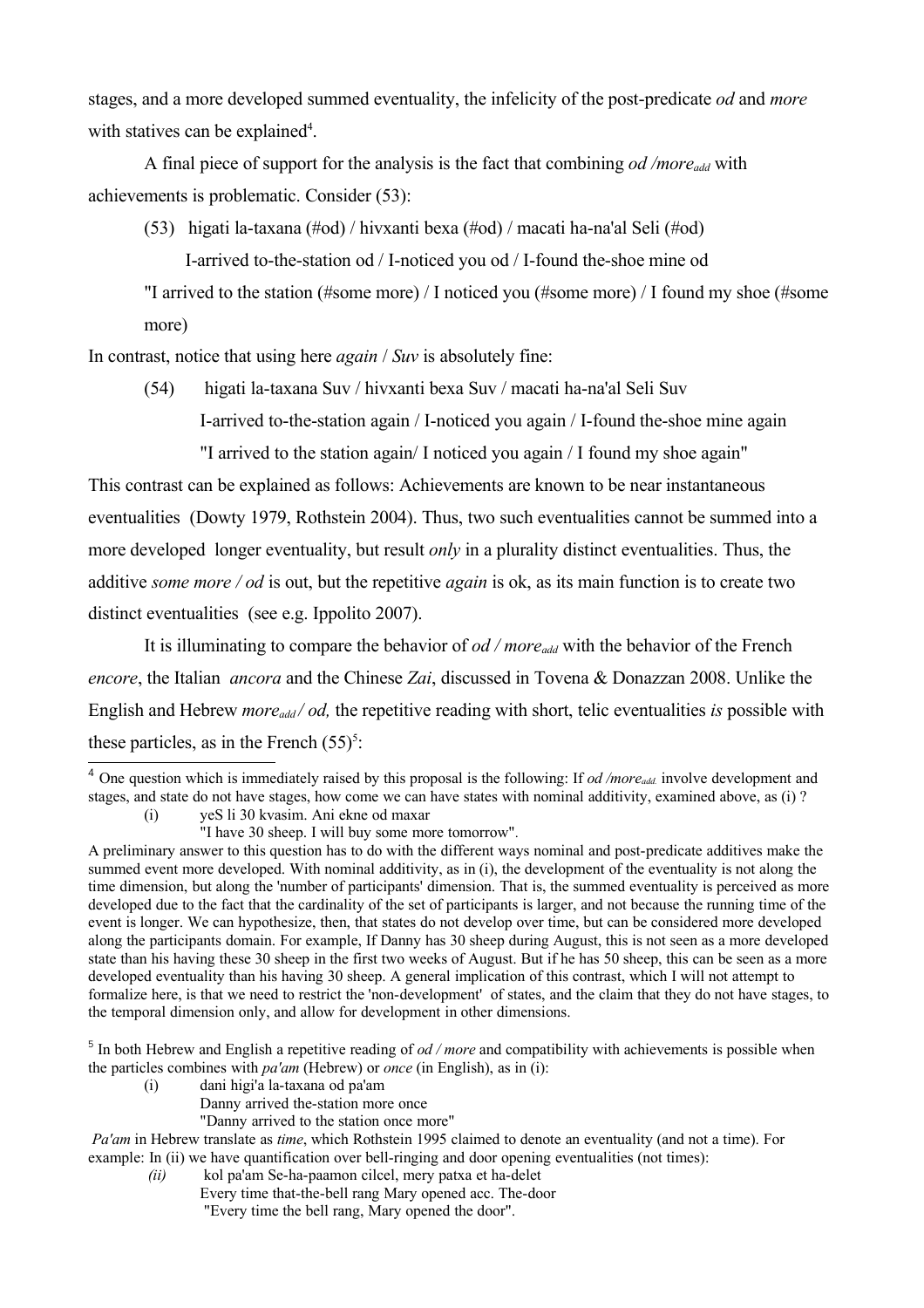stages, and a more developed summed eventuality, the infelicity of the post-predicate *od* and *more* with statives can be explained[4].

A final piece of support for the analysis is the fact that combining *od /more*$_{add}$ with achievements is problematic. Consider (53):

(53) higati la-taxana (#od) / hivxanti bexa (#od) / macati ha-na'al Seli (#od)

I-arrived to-the-station od / I-noticed you od / I-found the-shoe mine od

"I arrived to the station (#some more) / I noticed you (#some more) / I found my shoe (#some more)

In contrast, notice that using here *again* / *Suv* is absolutely fine:

(54) higati la-taxana Suv / hivxanti bexa Suv / macati ha-na'al Seli Suv

I-arrived to-the-station again / I-noticed you again / I-found the-shoe mine again

"I arrived to the station again/ I noticed you again / I found my shoe again"

This contrast can be explained as follows: Achievements are known to be near instantaneous eventualities (Dowty 1979, Rothstein 2004). Thus, two such eventualities cannot be summed into a more developed longer eventuality, but result *only* in a plurality distinct eventualities. Thus, the additive *some more / od* is out, but the repetitive *again* is ok, as its main function is to create two distinct eventualities (see e.g. Ippolito 2007).

It is illuminating to compare the behavior of *od / more*$_{add}$ with the behavior of the French *encore*, the Italian *ancora* and the Chinese *Zai*, discussed in Tovena & Donazzan 2008. Unlike the English and Hebrew *more*$_{add}$ */ od,* the repetitive reading with short, telic eventualities *is* possible with these particles, as in the French (55)[5]:

---

[4] One question which is immediately raised by this proposal is the following: If *od /more*$_{add.}$ involve development and stages, and state do not have stages, how come we can have states with nominal additivity, examined above, as (i) ?

(i) yeS li 30 kvasim. Ani ekne od maxar

"I have 30 sheep. I will buy some more tomorrow".

A preliminary answer to this question has to do with the different ways nominal and post-predicate additives make the summed event more developed. With nominal additivity, as in (i), the development of the eventuality is not along the time dimension, but along the 'number of participants' dimension. That is, the summed eventuality is perceived as more developed due to the fact that the cardinality of the set of participants is larger, and not because the running time of the event is longer. We can hypothesize, then, that states do not develop over time, but can be considered more developed along the participants domain. For example, If Danny has 30 sheep during August, this is not seen as a more developed state than his having these 30 sheep in the first two weeks of August. But if he has 50 sheep, this can be seen as a more developed eventuality than his having 30 sheep. A general implication of this contrast, which I will not attempt to formalize here, is that we need to restrict the 'non-development' of states, and the claim that they do not have stages, to the temporal dimension only, and allow for development in other dimensions.

[5] In both Hebrew and English a repetitive reading of *od / more* and compatibility with achievements is possible when the particles combines with *pa'am* (Hebrew) or *once* (in English), as in (i):

(i) dani higi'a la-taxana od pa'am

Danny arrived the-station more once

"Danny arrived to the station once more"

*Pa'am* in Hebrew translate as *time*, which Rothstein 1995 claimed to denote an eventuality (and not a time). For example: In (ii) we have quantification over bell-ringing and door opening eventualities (not times):

*(ii)* kol pa'am Se-ha-paamon cilcel, mery patxa et ha-delet

Every time that-the-bell rang Mary opened acc. The-door

"Every time the bell rang, Mary opened the door".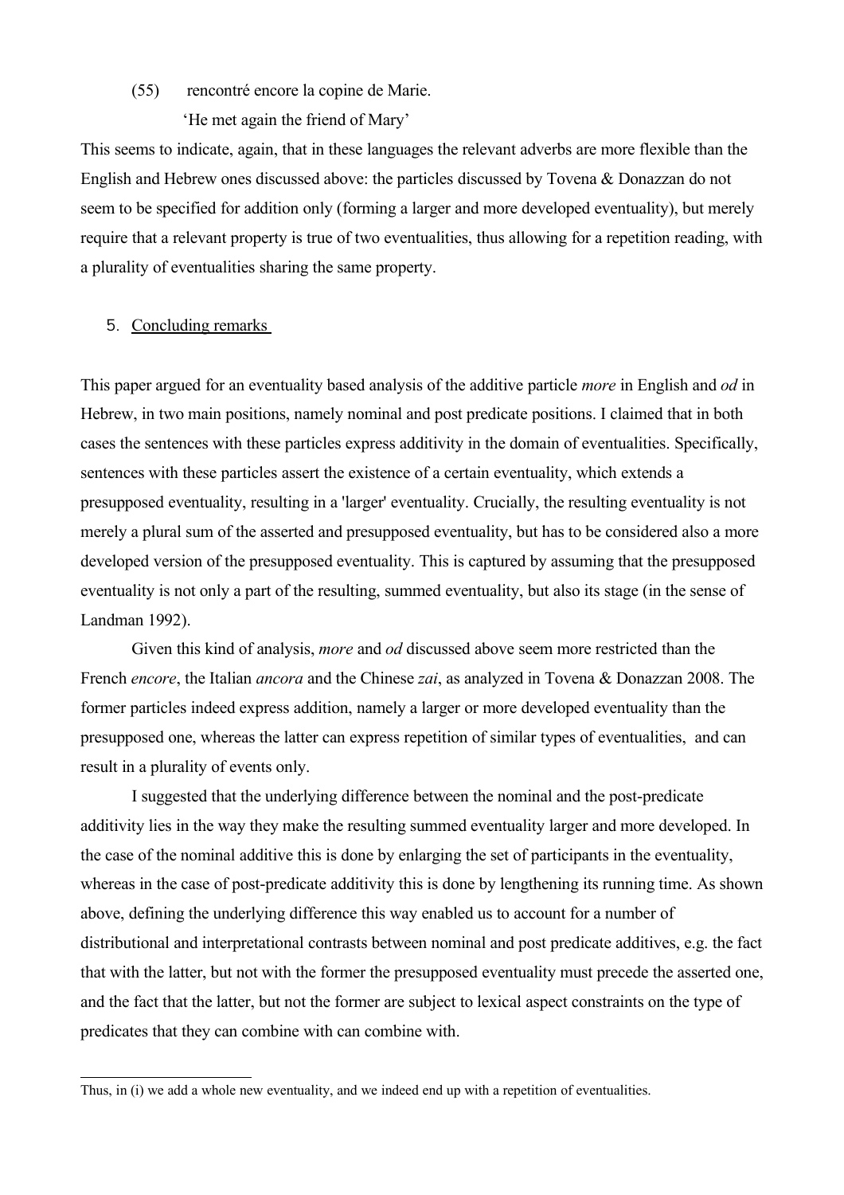(55) rencontré encore la copine de Marie.

'He met again the friend of Mary'

This seems to indicate, again, that in these languages the relevant adverbs are more flexible than the English and Hebrew ones discussed above: the particles discussed by Tovena & Donazzan do not seem to be specified for addition only (forming a larger and more developed eventuality), but merely require that a relevant property is true of two eventualities, thus allowing for a repetition reading, with a plurality of eventualities sharing the same property.

## 5. Concluding remarks

This paper argued for an eventuality based analysis of the additive particle *more* in English and *od* in Hebrew, in two main positions, namely nominal and post predicate positions. I claimed that in both cases the sentences with these particles express additivity in the domain of eventualities. Specifically, sentences with these particles assert the existence of a certain eventuality, which extends a presupposed eventuality, resulting in a 'larger' eventuality. Crucially, the resulting eventuality is not merely a plural sum of the asserted and presupposed eventuality, but has to be considered also a more developed version of the presupposed eventuality. This is captured by assuming that the presupposed eventuality is not only a part of the resulting, summed eventuality, but also its stage (in the sense of Landman 1992).

Given this kind of analysis, *more* and *od* discussed above seem more restricted than the French *encore*, the Italian *ancora* and the Chinese *zai*, as analyzed in Tovena & Donazzan 2008. The former particles indeed express addition, namely a larger or more developed eventuality than the presupposed one, whereas the latter can express repetition of similar types of eventualities, and can result in a plurality of events only.

I suggested that the underlying difference between the nominal and the post-predicate additivity lies in the way they make the resulting summed eventuality larger and more developed. In the case of the nominal additive this is done by enlarging the set of participants in the eventuality, whereas in the case of post-predicate additivity this is done by lengthening its running time. As shown above, defining the underlying difference this way enabled us to account for a number of distributional and interpretational contrasts between nominal and post predicate additives, e.g. the fact that with the latter, but not with the former the presupposed eventuality must precede the asserted one, and the fact that the latter, but not the former are subject to lexical aspect constraints on the type of predicates that they can combine with can combine with.

---

Thus, in (i) we add a whole new eventuality, and we indeed end up with a repetition of eventualities.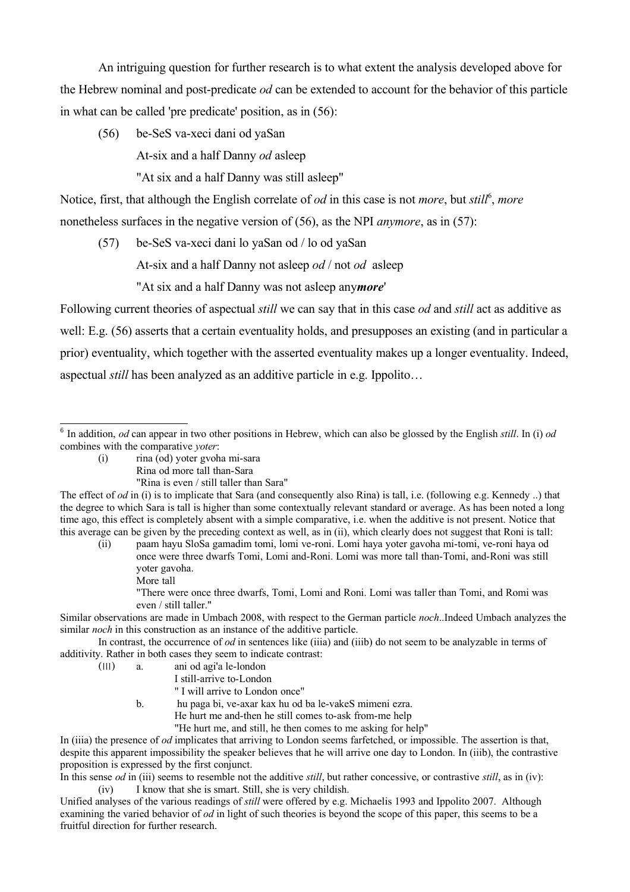An intriguing question for further research is to what extent the analysis developed above for the Hebrew nominal and post-predicate *od* can be extended to account for the behavior of this particle in what can be called 'pre predicate' position, as in (56):

(56) be-SeS va-xeci dani od yaSan

At-six and a half Danny *od* asleep

"At six and a half Danny was still asleep"

Notice, first, that although the English correlate of *od* in this case is not *more*, but *still*[6], *more* nonetheless surfaces in the negative version of (56), as the NPI *anymore*, as in (57):

(57) be-SeS va-xeci dani lo yaSan od / lo od yaSan

At-six and a half Danny not asleep *od* / not *od* asleep

"At six and a half Danny was not asleep any***more***'

Following current theories of aspectual *still* we can say that in this case *od* and *still* act as additive as well: E.g. (56) asserts that a certain eventuality holds, and presupposes an existing (and in particular a prior) eventuality, which together with the asserted eventuality makes up a longer eventuality. Indeed, aspectual *still* has been analyzed as an additive particle in e.g. Ippolito…

---

[6] In addition, *od* can appear in two other positions in Hebrew, which can also be glossed by the English *still*. In (i) *od* combines with the comparative *yoter*:

(i) rina (od) yoter gvoha mi-sara
Rina od more tall than-Sara
"Rina is even / still taller than Sara"

The effect of *od* in (i) is to implicate that Sara (and consequently also Rina) is tall, i.e. (following e.g. Kennedy ..) that the degree to which Sara is tall is higher than some contextually relevant standard or average. As has been noted a long time ago, this effect is completely absent with a simple comparative, i.e. when the additive is not present. Notice that this average can be given by the preceding context as well, as in (ii), which clearly does not suggest that Roni is tall:

(ii) paam hayu SloSa gamadim tomi, lomi ve-roni. Lomi haya yoter gavoha mi-tomi, ve-roni haya od
once were three dwarfs Tomi, Lomi and-Roni. Lomi was more tall than-Tomi, and-Roni was still
yoter gavoha.
More tall
"There were once three dwarfs, Tomi, Lomi and Roni. Lomi was taller than Tomi, and Romi was even / still taller."

Similar observations are made in Umbach 2008, with respect to the German particle *noch*..Indeed Umbach analyzes the similar *noch* in this construction as an instance of the additive particle.

In contrast, the occurrence of *od* in sentences like (iiia) and (iiib) do not seem to be analyzable in terms of additivity. Rather in both cases they seem to indicate contrast:

(III) a. ani od agi'a le-london
I still-arrive to-London
" I will arrive to London once"

b. hu paga bi, ve-axar kax hu od ba le-vakeS mimeni ezra.
He hurt me and-then he still comes to-ask from-me help
"He hurt me, and still, he then comes to me asking for help"

In (iiia) the presence of *od* implicates that arriving to London seems farfetched, or impossible. The assertion is that, despite this apparent impossibility the speaker believes that he will arrive one day to London. In (iiib), the contrastive proposition is expressed by the first conjunct.

In this sense *od* in (iii) seems to resemble not the additive *still*, but rather concessive, or contrastive *still*, as in (iv):

(iv) I know that she is smart. Still, she is very childish.

Unified analyses of the various readings of *still* were offered by e.g. Michaelis 1993 and Ippolito 2007. Although examining the varied behavior of *od* in light of such theories is beyond the scope of this paper, this seems to be a fruitful direction for further research.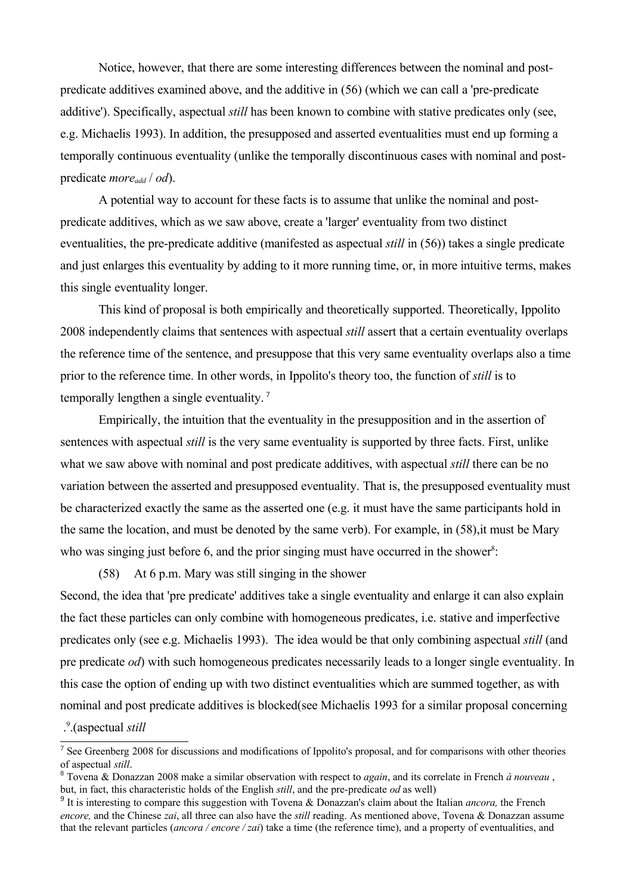Notice, however, that there are some interesting differences between the nominal and post-predicate additives examined above, and the additive in (56) (which we can call a 'pre-predicate additive'). Specifically, aspectual *still* has been known to combine with stative predicates only (see, e.g. Michaelis 1993). In addition, the presupposed and asserted eventualities must end up forming a temporally continuous eventuality (unlike the temporally discontinuous cases with nominal and post-predicate $more_{add}$ / *od*).

A potential way to account for these facts is to assume that unlike the nominal and post-predicate additives, which as we saw above, create a 'larger' eventuality from two distinct eventualities, the pre-predicate additive (manifested as aspectual *still* in (56)) takes a single predicate and just enlarges this eventuality by adding to it more running time, or, in more intuitive terms, makes this single eventuality longer.

This kind of proposal is both empirically and theoretically supported. Theoretically, Ippolito 2008 independently claims that sentences with aspectual *still* assert that a certain eventuality overlaps the reference time of the sentence, and presuppose that this very same eventuality overlaps also a time prior to the reference time. In other words, in Ippolito's theory too, the function of *still* is to temporally lengthen a single eventuality. [7]

Empirically, the intuition that the eventuality in the presupposition and in the assertion of sentences with aspectual *still* is the very same eventuality is supported by three facts. First, unlike what we saw above with nominal and post predicate additives, with aspectual *still* there can be no variation between the asserted and presupposed eventuality. That is, the presupposed eventuality must be characterized exactly the same as the asserted one (e.g. it must have the same participants hold in the same the location, and must be denoted by the same verb). For example, in (58),it must be Mary who was singing just before 6, and the prior singing must have occurred in the shower[8]:

(58) At 6 p.m. Mary was still singing in the shower

Second, the idea that 'pre predicate' additives take a single eventuality and enlarge it can also explain the fact these particles can only combine with homogeneous predicates, i.e. stative and imperfective predicates only (see e.g. Michaelis 1993). The idea would be that only combining aspectual *still* (and pre predicate *od*) with such homogeneous predicates necessarily leads to a longer single eventuality. In this case the option of ending up with two distinct eventualities which are summed together, as with nominal and post predicate additives is blocked(see Michaelis 1993 for a similar proposal concerning aspectual *still*).[9]

---

[7] See Greenberg 2008 for discussions and modifications of Ippolito's proposal, and for comparisons with other theories of aspectual *still*.

[8] Tovena & Donazzan 2008 make a similar observation with respect to *again*, and its correlate in French *à nouveau* , but, in fact, this characteristic holds of the English *still*, and the pre-predicate *od* as well)

[9] It is interesting to compare this suggestion with Tovena & Donazzan's claim about the Italian *ancora,* the French *encore,* and the Chinese *zai*, all three can also have the *still* reading. As mentioned above, Tovena & Donazzan assume that the relevant particles (*ancora / encore / zai*) take a time (the reference time), and a property of eventualities, and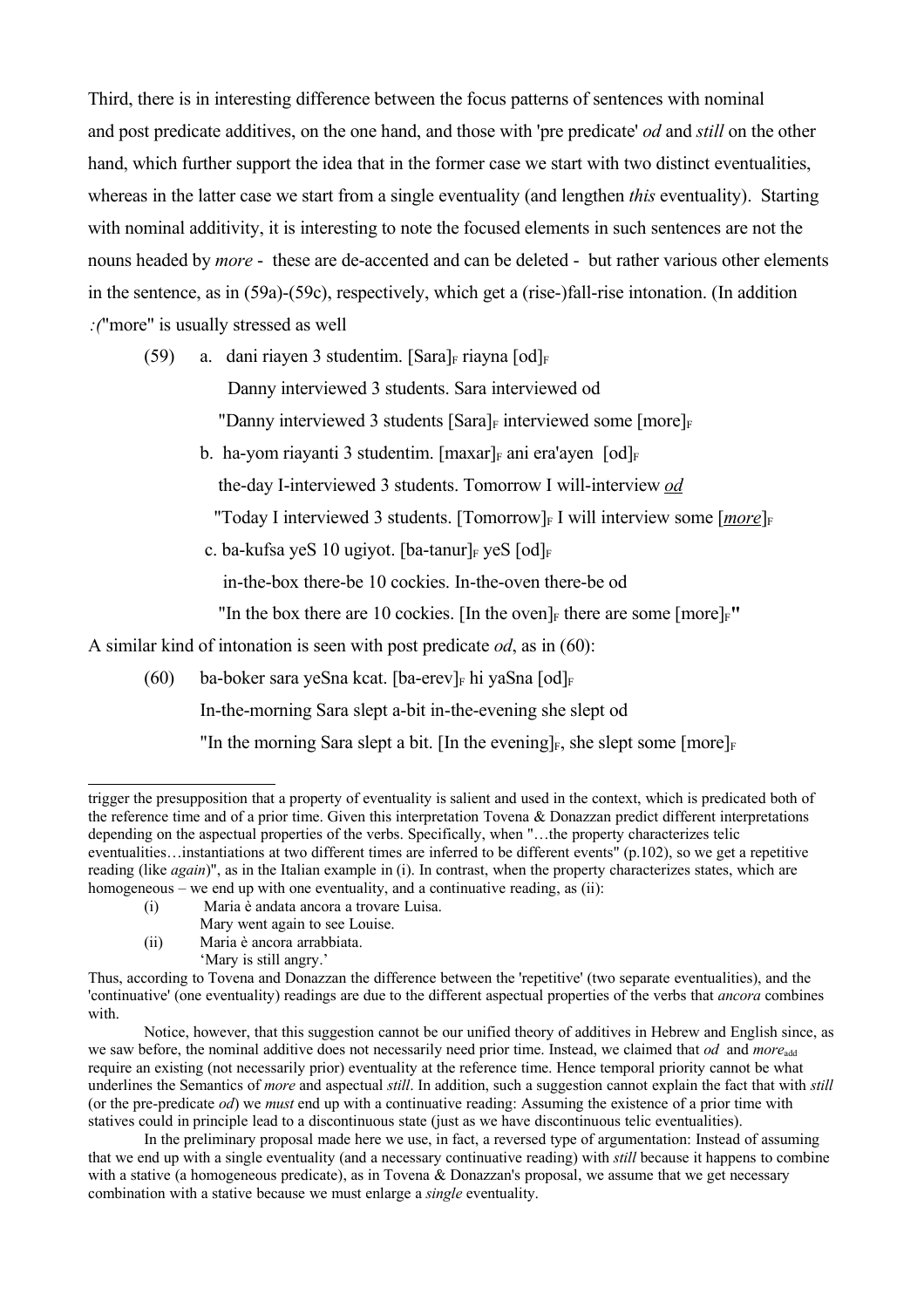Third, there is in interesting difference between the focus patterns of sentences with nominal and post predicate additives, on the one hand, and those with 'pre predicate' *od* and *still* on the other hand, which further support the idea that in the former case we start with two distinct eventualities, whereas in the latter case we start from a single eventuality (and lengthen *this* eventuality). Starting with nominal additivity, it is interesting to note the focused elements in such sentences are not the nouns headed by *more* - these are de-accented and can be deleted - but rather various other elements in the sentence, as in (59a)-(59c), respectively, which get a (rise-)fall-rise intonation. (In addition :("more" is usually stressed as well

(59) a. dani riayen 3 studentim. [Sara]$_F$ riayna [od]$_F$

Danny interviewed 3 students. Sara interviewed od

"Danny interviewed 3 students [Sara]$_F$ interviewed some [more]$_F$

b. ha-yom riayanti 3 studentim. [maxar]$_F$ ani era'ayen [od]$_F$

the-day I-interviewed 3 students. Tomorrow I will-interview *od*

"Today I interviewed 3 students. [Tomorrow]$_F$ I will interview some [*more*]$_F$

c. ba-kufsa yeS 10 ugiyot. [ba-tanur]$_F$ yeS [od]$_F$

in-the-box there-be 10 cockies. In-the-oven there-be od

"In the box there are 10 cockies. [In the oven]$_F$ there are some [more]$_F$"

A similar kind of intonation is seen with post predicate *od*, as in (60):

(60) ba-boker sara yeSna kcat. [ba-erev]$_F$ hi yaSna [od]$_F$

In-the-morning Sara slept a-bit in-the-evening she slept od

"In the morning Sara slept a bit. [In the evening]$_F$, she slept some [more]$_F$

---

trigger the presupposition that a property of eventuality is salient and used in the context, which is predicated both of the reference time and of a prior time. Given this interpretation Tovena & Donazzan predict different interpretations depending on the aspectual properties of the verbs. Specifically, when "…the property characterizes telic eventualities…instantiations at two different times are inferred to be different events" (p.102), so we get a repetitive reading (like *again*)", as in the Italian example in (i). In contrast, when the property characterizes states, which are homogeneous – we end up with one eventuality, and a continuative reading, as (ii):

(i) Maria è andata ancora a trovare Luisa.
Mary went again to see Louise.

(ii) Maria è ancora arrabbiata.
'Mary is still angry.'

Thus, according to Tovena and Donazzan the difference between the 'repetitive' (two separate eventualities), and the 'continuative' (one eventuality) readings are due to the different aspectual properties of the verbs that *ancora* combines with.

Notice, however, that this suggestion cannot be our unified theory of additives in Hebrew and English since, as we saw before, the nominal additive does not necessarily need prior time. Instead, we claimed that *od* and $more_{add}$ require an existing (not necessarily prior) eventuality at the reference time. Hence temporal priority cannot be what underlines the Semantics of *more* and aspectual *still*. In addition, such a suggestion cannot explain the fact that with *still* (or the pre-predicate *od*) we *must* end up with a continuative reading: Assuming the existence of a prior time with statives could in principle lead to a discontinuous state (just as we have discontinuous telic eventualities).

In the preliminary proposal made here we use, in fact, a reversed type of argumentation: Instead of assuming that we end up with a single eventuality (and a necessary continuative reading) with *still* because it happens to combine with a stative (a homogeneous predicate), as in Tovena & Donazzan's proposal, we assume that we get necessary combination with a stative because we must enlarge a *single* eventuality.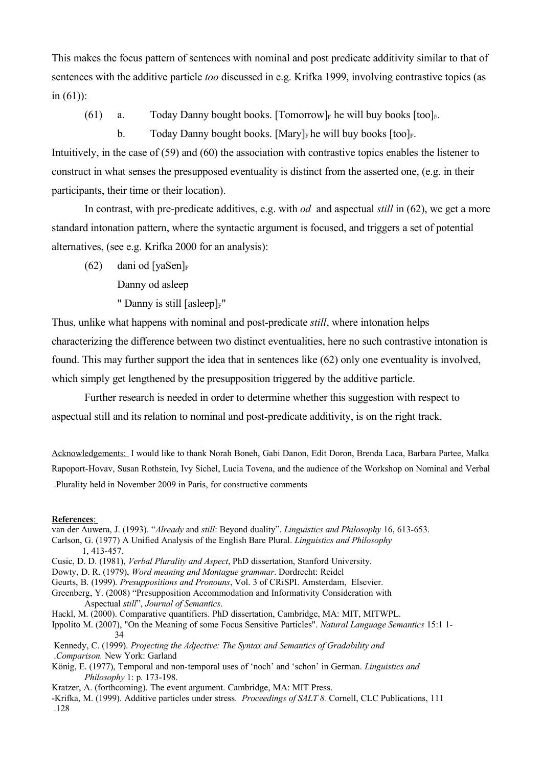This makes the focus pattern of sentences with nominal and post predicate additivity similar to that of sentences with the additive particle *too* discussed in e.g. Krifka 1999, involving contrastive topics (as in (61)):

(61) a. Today Danny bought books. $[\text{Tomorrow}]_F$ he will buy books $[\text{too}]_F$.

b. Today Danny bought books. $[\text{Mary}]_F$ he will buy books $[\text{too}]_F$.

Intuitively, in the case of (59) and (60) the association with contrastive topics enables the listener to construct in what senses the presupposed eventuality is distinct from the asserted one, (e.g. in their participants, their time or their location).

In contrast, with pre-predicate additives, e.g. with *od* and aspectual *still* in (62), we get a more standard intonation pattern, where the syntactic argument is focused, and triggers a set of potential alternatives, (see e.g. Krifka 2000 for an analysis):

(62) dani od $[\text{yaSen}]_F$

Danny od asleep

" Danny is still $[\text{asleep}]_F$"

Thus, unlike what happens with nominal and post-predicate *still*, where intonation helps characterizing the difference between two distinct eventualities, here no such contrastive intonation is found. This may further support the idea that in sentences like (62) only one eventuality is involved, which simply get lengthened by the presupposition triggered by the additive particle.

Further research is needed in order to determine whether this suggestion with respect to aspectual still and its relation to nominal and post-predicate additivity, is on the right track.

Acknowledgements: I would like to thank Norah Boneh, Gabi Danon, Edit Doron, Brenda Laca, Barbara Partee, Malka Rapoport-Hovav, Susan Rothstein, Ivy Sichel, Lucia Tovena, and the audience of the Workshop on Nominal and Verbal Plurality held in November 2009 in Paris, for constructive comments.

**References**:

van der Auwera, J. (1993). "*Already* and *still*: Beyond duality". *Linguistics and Philosophy* 16, 613-653.

Carlson, G. (1977) A Unified Analysis of the English Bare Plural. *Linguistics and Philosophy* 1, 413-457.

Cusic, D. D. (1981), *Verbal Plurality and Aspect*, PhD dissertation, Stanford University.

Dowty, D. R. (1979), *Word meaning and Montague grammar*. Dordrecht: Reidel

Geurts, B. (1999). *Presuppositions and Pronouns*, Vol. 3 of CRiSPI. Amsterdam, Elsevier.

Greenberg, Y. (2008) "Presupposition Accommodation and Informativity Consideration with Aspectual *still*", *Journal of Semantics*.

Hackl, M. (2000). Comparative quantifiers. PhD dissertation, Cambridge, MA: MIT, MITWPL.

Ippolito M. (2007), "On the Meaning of some Focus Sensitive Particles". *Natural Language Semantics* 15:1 1-34

Kennedy, C. (1999). *Projecting the Adjective: The Syntax and Semantics of Gradability and Comparison.* New York: Garland

König, E. (1977), Temporal and non-temporal uses of 'noch' and 'schon' in German. *Linguistics and Philosophy* 1: p. 173-198.

Kratzer, A. (forthcoming). The event argument. Cambridge, MA: MIT Press.

-Krifka, M. (1999). Additive particles under stress. *Proceedings of SALT 8.* Cornell, CLC Publications, 111-128.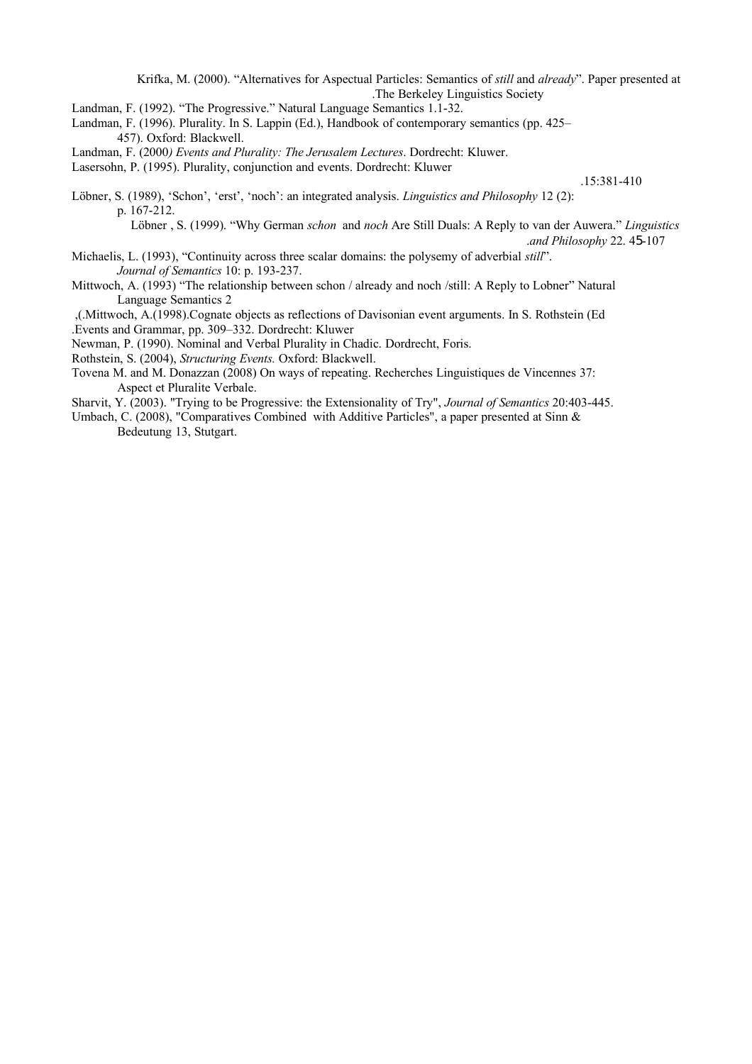Krifka, M. (2000). "Alternatives for Aspectual Particles: Semantics of *still* and *already*". Paper presented at .The Berkeley Linguistics Society

Landman, F. (1992). "The Progressive." Natural Language Semantics 1.1-32.

Landman, F. (1996). Plurality. In S. Lappin (Ed.), Handbook of contemporary semantics (pp. 425–457). Oxford: Blackwell.

Landman, F. (2000*) Events and Plurality: The Jerusalem Lectures*. Dordrecht: Kluwer.

Lasersohn, P. (1995). Plurality, conjunction and events. Dordrecht: Kluwer

.15:381-410

Löbner, S. (1989), 'Schon', 'erst', 'noch': an integrated analysis. *Linguistics and Philosophy* 12 (2): p. 167-212.

Löbner , S. (1999). "Why German *schon* and *noch* Are Still Duals: A Reply to van der Auwera." *Linguistics .and Philosophy* 22. 45-107

Michaelis, L. (1993), "Continuity across three scalar domains: the polysemy of adverbial *still*". *Journal of Semantics* 10: p. 193-237.

Mittwoch, A. (1993) "The relationship between schon / already and noch /still: A Reply to Lobner" Natural Language Semantics 2

,(.Mittwoch, A.(1998).Cognate objects as reflections of Davisonian event arguments. In S. Rothstein (Ed .Events and Grammar, pp. 309–332. Dordrecht: Kluwer

Newman, P. (1990). Nominal and Verbal Plurality in Chadic. Dordrecht, Foris.

Rothstein, S. (2004), *Structuring Events.* Oxford: Blackwell.

Tovena M. and M. Donazzan (2008) On ways of repeating. Recherches Linguistiques de Vincennes 37: Aspect et Pluralite Verbale.

Sharvit, Y. (2003). "Trying to be Progressive: the Extensionality of Try", *Journal of Semantics* 20:403-445.

Umbach, C. (2008), "Comparatives Combined with Additive Particles", a paper presented at Sinn & Bedeutung 13, Stutgart.